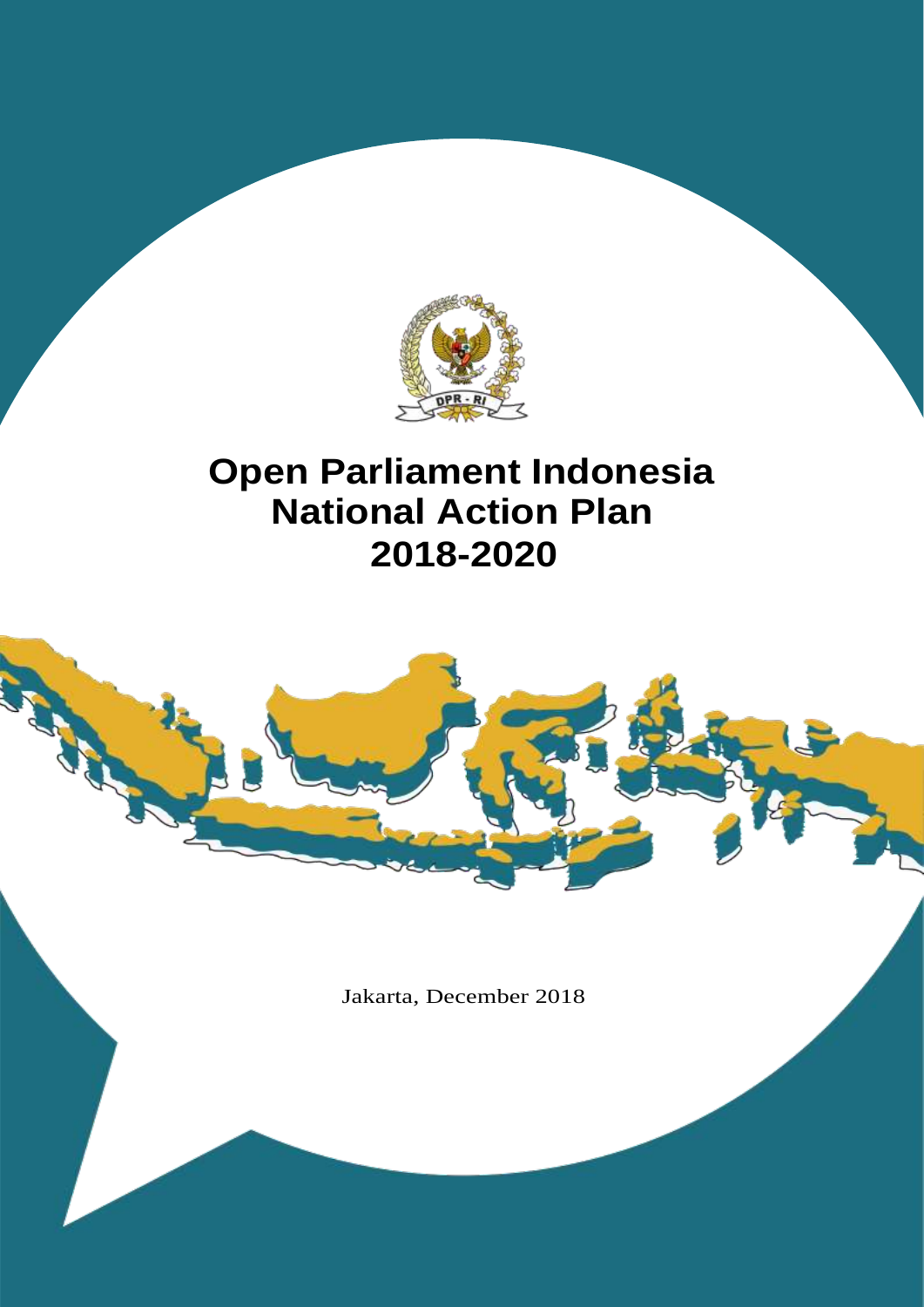# Open Parliament Indonesia National Action Plan 2018-2020

Jakarta, December 2018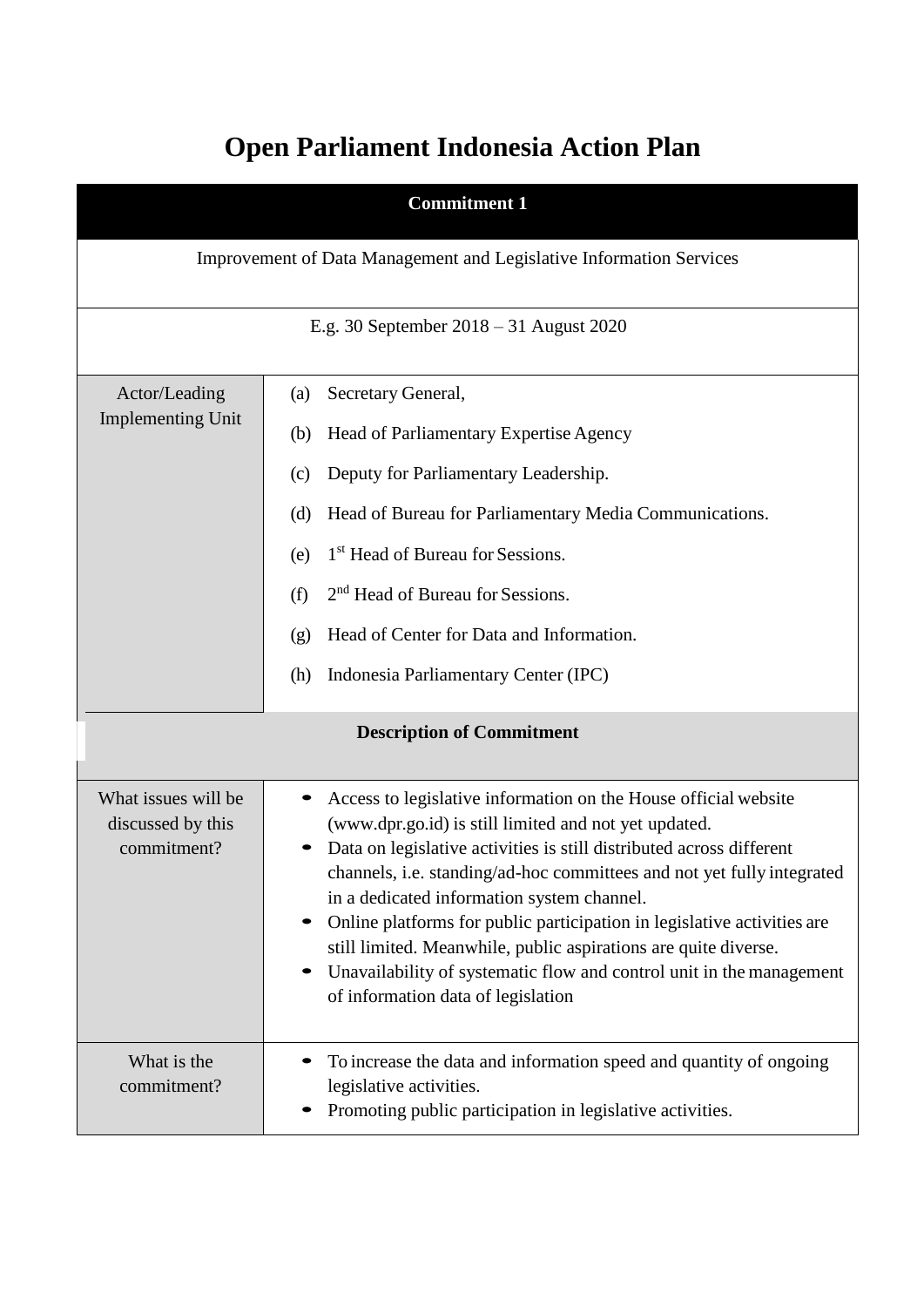# Open Parliament Indonesia Action Plan

| Commitment 1 | |
|---|---|
| Improvement of Data Management and Legislative Information Services | |
| E.g. 30 September 2018 – 31 August 2020 | |
| Actor/Leading Implementing Unit | (a) Secretary General,<br>(b) Head of Parliamentary Expertise Agency<br>(c) Deputy for Parliamentary Leadership.<br>(d) Head of Bureau for Parliamentary Media Communications.<br>(e) 1st Head of Bureau for Sessions.<br>(f) 2nd Head of Bureau for Sessions.<br>(g) Head of Center for Data and Information.<br>(h) Indonesia Parliamentary Center (IPC) |
| **Description of Commitment** | |
| What issues will be discussed by this commitment? | • Access to legislative information on the House official website (www.dpr.go.id) is still limited and not yet updated.<br>• Data on legislative activities is still distributed across different channels, i.e. standing/ad-hoc committees and not yet fully integrated in a dedicated information system channel.<br>• Online platforms for public participation in legislative activities are still limited. Meanwhile, public aspirations are quite diverse.<br>• Unavailability of systematic flow and control unit in the management of information data of legislation |
| What is the commitment? | • To increase the data and information speed and quantity of ongoing legislative activities.<br>• Promoting public participation in legislative activities. |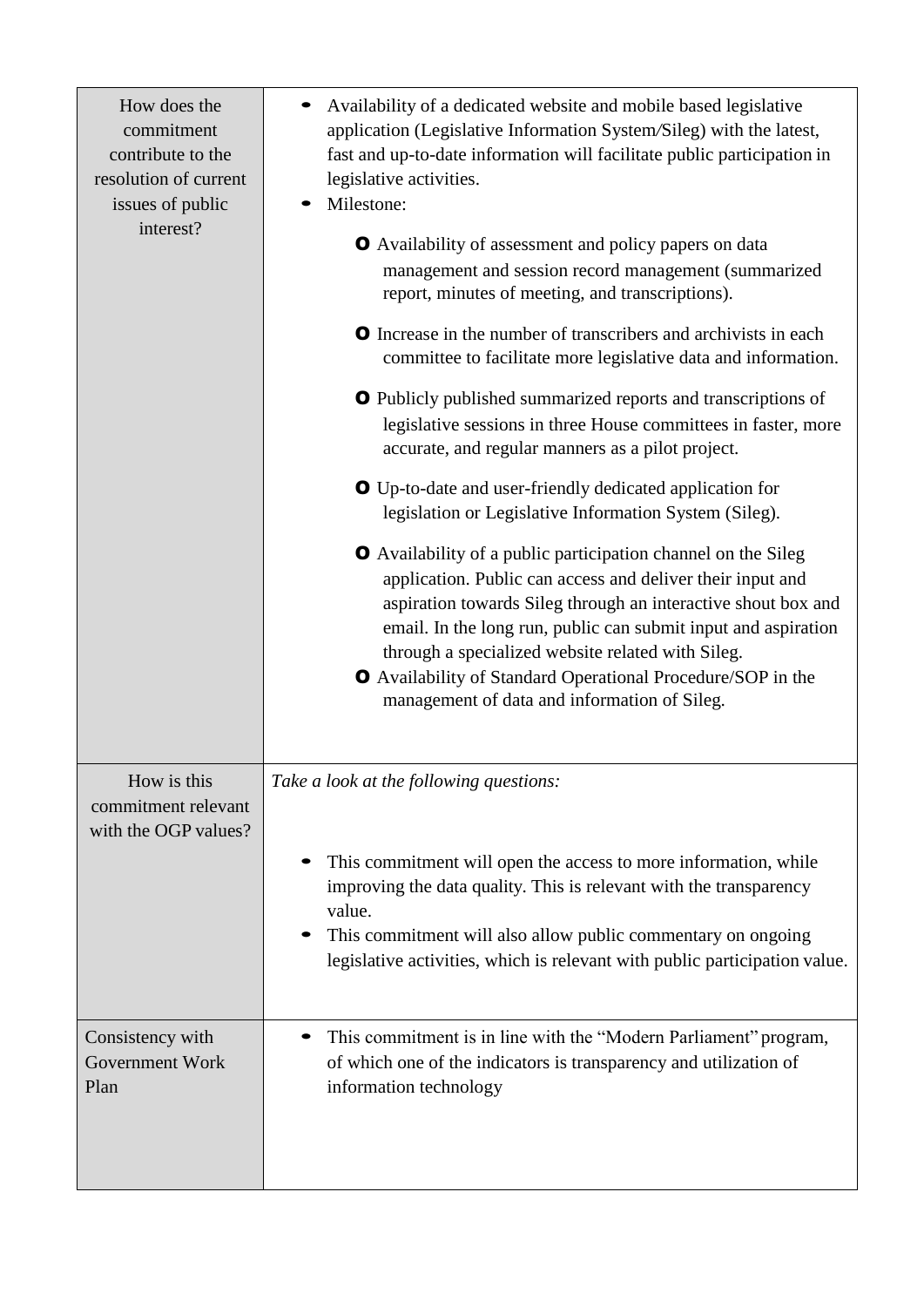| | |
|---|---|
| How does the commitment contribute to the resolution of current issues of public interest? | • Availability of a dedicated website and mobile based legislative application (Legislative Information System/Sileg) with the latest, fast and up-to-date information will facilitate public participation in legislative activities.<br>• Milestone:<br>o Availability of assessment and policy papers on data management and session record management (summarized report, minutes of meeting, and transcriptions).<br>o Increase in the number of transcribers and archivists in each committee to facilitate more legislative data and information.<br>o Publicly published summarized reports and transcriptions of legislative sessions in three House committees in faster, more accurate, and regular manners as a pilot project.<br>o Up-to-date and user-friendly dedicated application for legislation or Legislative Information System (Sileg).<br>o Availability of a public participation channel on the Sileg application. Public can access and deliver their input and aspiration towards Sileg through an interactive shout box and email. In the long run, public can submit input and aspiration through a specialized website related with Sileg.<br>o Availability of Standard Operational Procedure/SOP in the management of data and information of Sileg. |
| How is this commitment relevant with the OGP values? | *Take a look at the following questions:*<br>• This commitment will open the access to more information, while improving the data quality. This is relevant with the transparency value.<br>• This commitment will also allow public commentary on ongoing legislative activities, which is relevant with public participation value. |
| Consistency with Government Work Plan | • This commitment is in line with the "Modern Parliament" program, of which one of the indicators is transparency and utilization of information technology |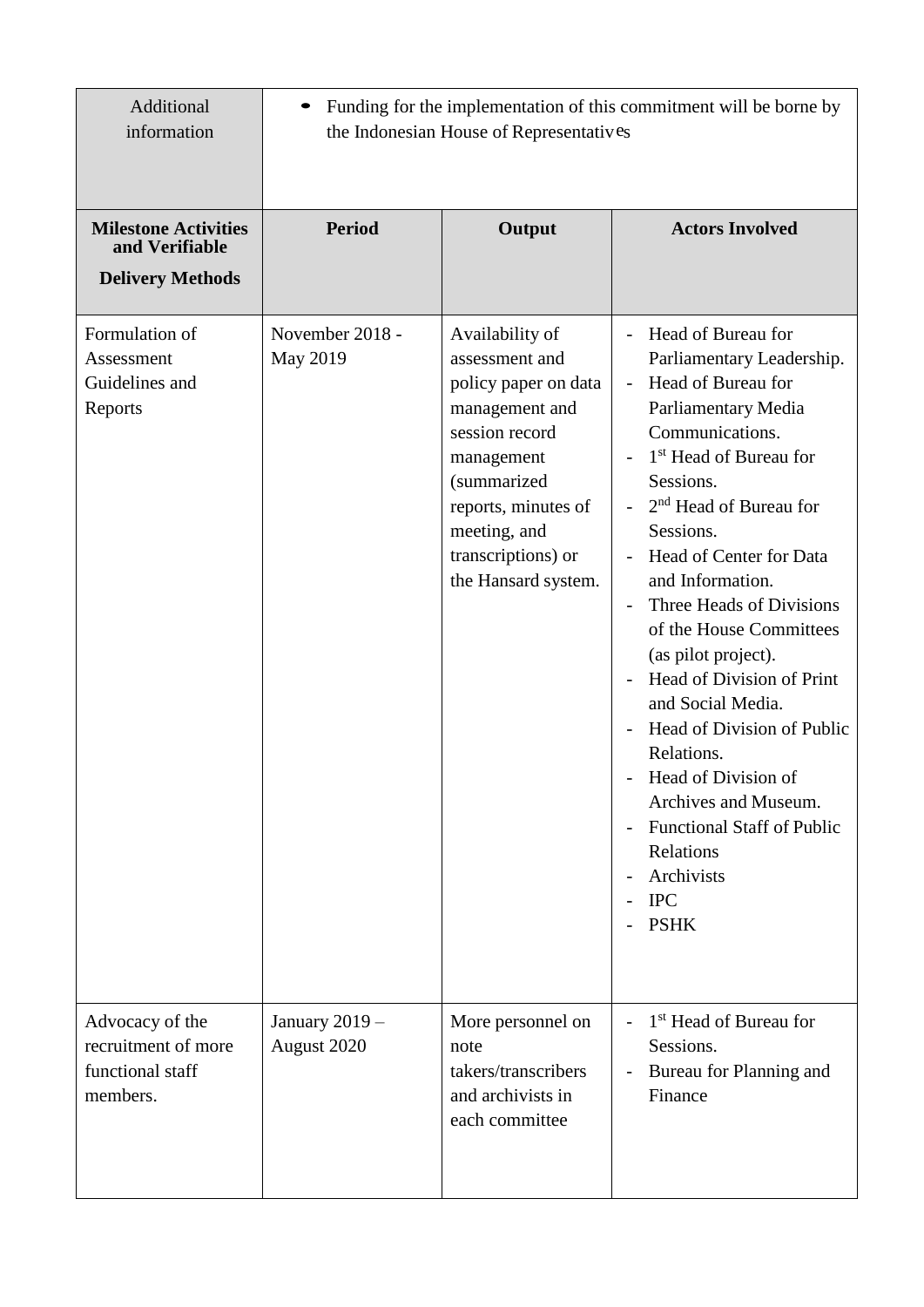| Additional information | • Funding for the implementation of this commitment will be borne by the Indonesian House of Representatives | | |
|---|---|---|---|
| **Milestone Activities and Verifiable Delivery Methods** | **Period** | **Output** | **Actors Involved** |
| Formulation of Assessment Guidelines and Reports | November 2018 - May 2019 | Availability of assessment and policy paper on data management and session record management (summarized reports, minutes of meeting, and transcriptions) or the Hansard system. | - Head of Bureau for Parliamentary Leadership.<br>- Head of Bureau for Parliamentary Media Communications.<br>- 1st Head of Bureau for Sessions.<br>- 2nd Head of Bureau for Sessions.<br>- Head of Center for Data and Information.<br>- Three Heads of Divisions of the House Committees (as pilot project).<br>- Head of Division of Print and Social Media.<br>- Head of Division of Public Relations.<br>- Head of Division of Archives and Museum.<br>- Functional Staff of Public Relations<br>- Archivists<br>- IPC<br>- PSHK |
| Advocacy of the recruitment of more functional staff members. | January 2019 – August 2020 | More personnel on note takers/transcribers and archivists in each committee | - 1st Head of Bureau for Sessions.<br>- Bureau for Planning and Finance |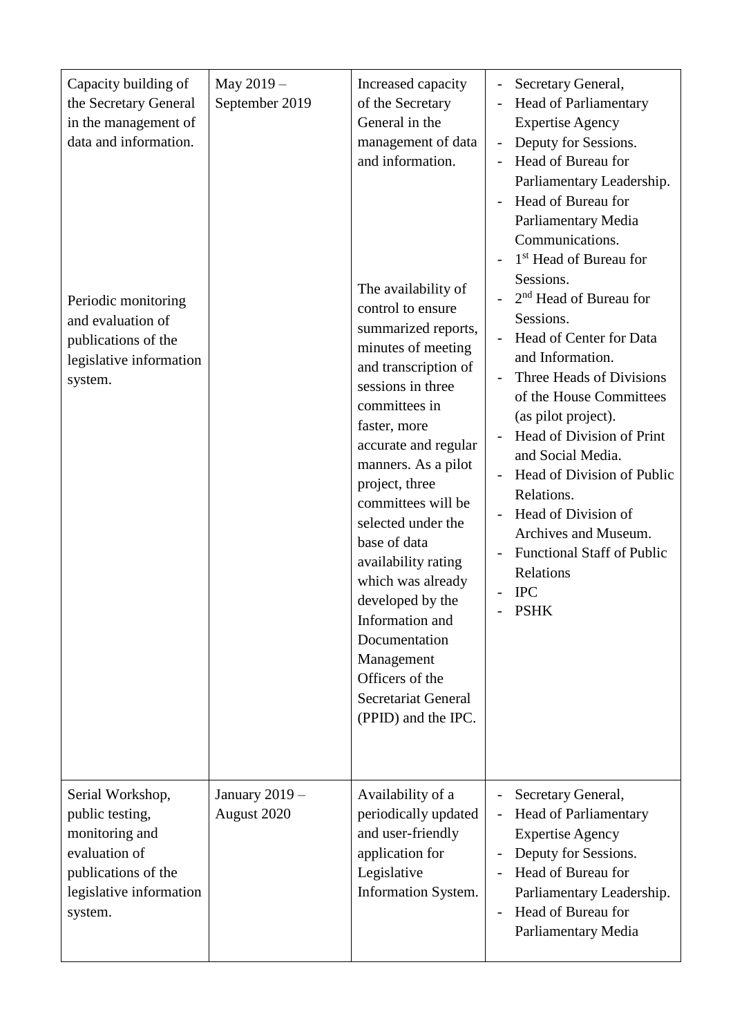| | | | |
|---|---|---|---|
| Capacity building of the Secretary General in the management of data and information.<br><br>Periodic monitoring and evaluation of publications of the legislative information system. | May 2019 – September 2019 | Increased capacity of the Secretary General in the management of data and information.<br><br>The availability of control to ensure summarized reports, minutes of meeting and transcription of sessions in three committees in faster, more accurate and regular manners. As a pilot project, three committees will be selected under the base of data availability rating which was already developed by the Information and Documentation Management Officers of the Secretariat General (PPID) and the IPC. | - Secretary General,<br>- Head of Parliamentary Expertise Agency<br>- Deputy for Sessions.<br>- Head of Bureau for Parliamentary Leadership.<br>- Head of Bureau for Parliamentary Media Communications.<br>- 1st Head of Bureau for Sessions.<br>- 2nd Head of Bureau for Sessions.<br>- Head of Center for Data and Information.<br>- Three Heads of Divisions of the House Committees (as pilot project).<br>- Head of Division of Print and Social Media.<br>- Head of Division of Public Relations.<br>- Head of Division of Archives and Museum.<br>- Functional Staff of Public Relations<br>- IPC<br>- PSHK |
| Serial Workshop, public testing, monitoring and evaluation of publications of the legislative information system. | January 2019 – August 2020 | Availability of a periodically updated and user-friendly application for Legislative Information System. | - Secretary General,<br>- Head of Parliamentary Expertise Agency<br>- Deputy for Sessions.<br>- Head of Bureau for Parliamentary Leadership.<br>- Head of Bureau for Parliamentary Media |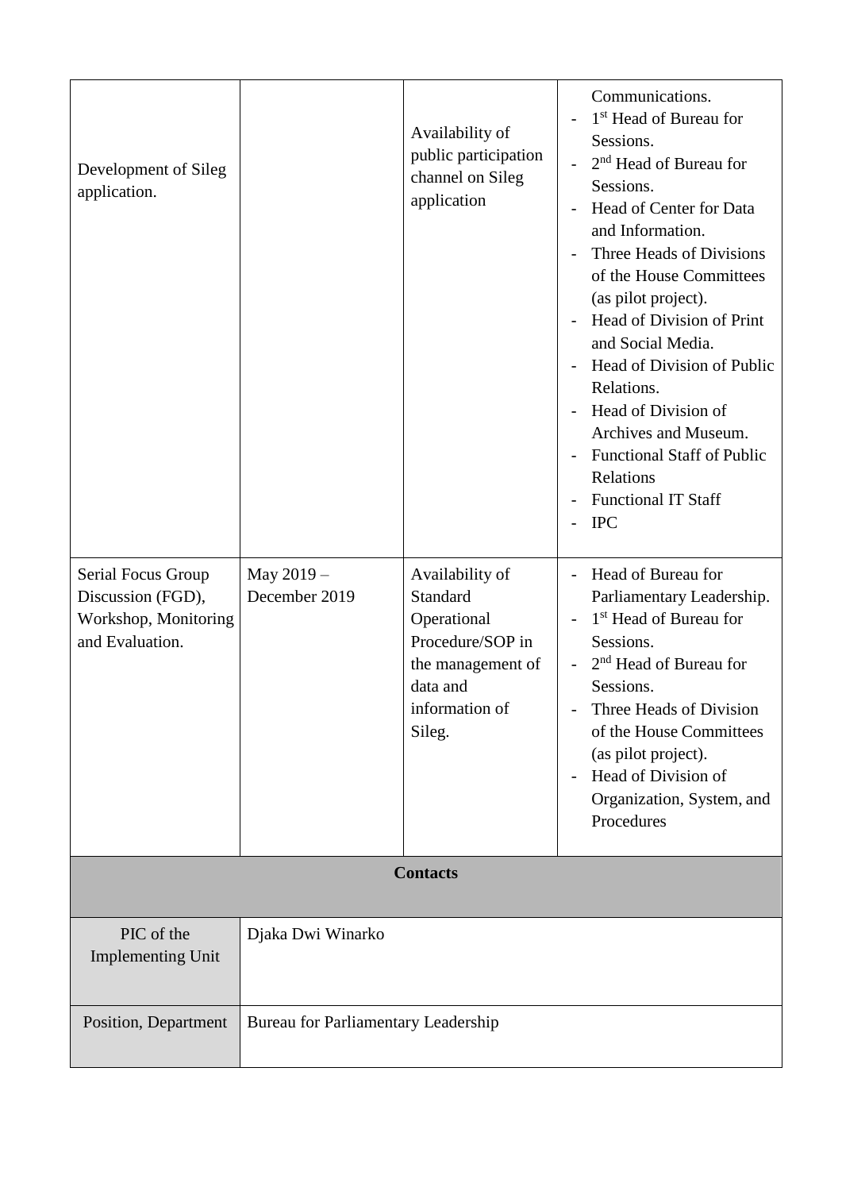| | | | |
|---|---|---|---|
| Development of Sileg application. | | Availability of public participation channel on Sileg application | Communications.<br>- 1st Head of Bureau for Sessions.<br>- 2nd Head of Bureau for Sessions.<br>- Head of Center for Data and Information.<br>- Three Heads of Divisions of the House Committees (as pilot project).<br>- Head of Division of Print and Social Media.<br>- Head of Division of Public Relations.<br>- Head of Division of Archives and Museum.<br>- Functional Staff of Public Relations<br>- Functional IT Staff<br>- IPC |
| Serial Focus Group Discussion (FGD), Workshop, Monitoring and Evaluation. | May 2019 – December 2019 | Availability of Standard Operational Procedure/SOP in the management of data and information of Sileg. | - Head of Bureau for Parliamentary Leadership.<br>- 1st Head of Bureau for Sessions.<br>- 2nd Head of Bureau for Sessions.<br>- Three Heads of Division of the House Committees (as pilot project).<br>- Head of Division of Organization, System, and Procedures |

| **Contacts** | |
|---|---|
| PIC of the Implementing Unit | Djaka Dwi Winarko |
| Position, Department | Bureau for Parliamentary Leadership |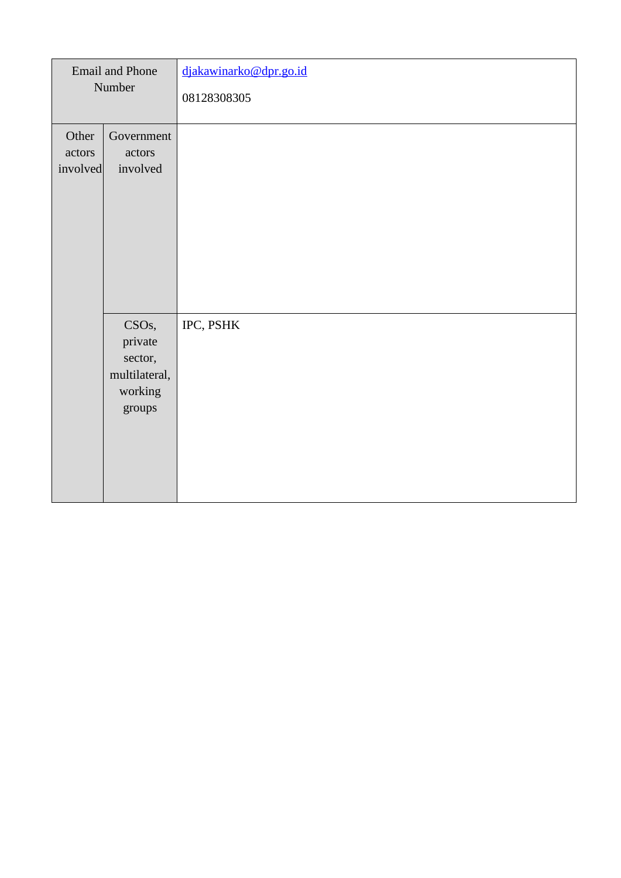| Email and Phone Number | | djakawinarko@dpr.go.id<br><br>08128308305 |
| --- | --- | --- |
| Other actors involved | Government actors involved | |
| | CSOs, private sector, multilateral, working groups | IPC, PSHK |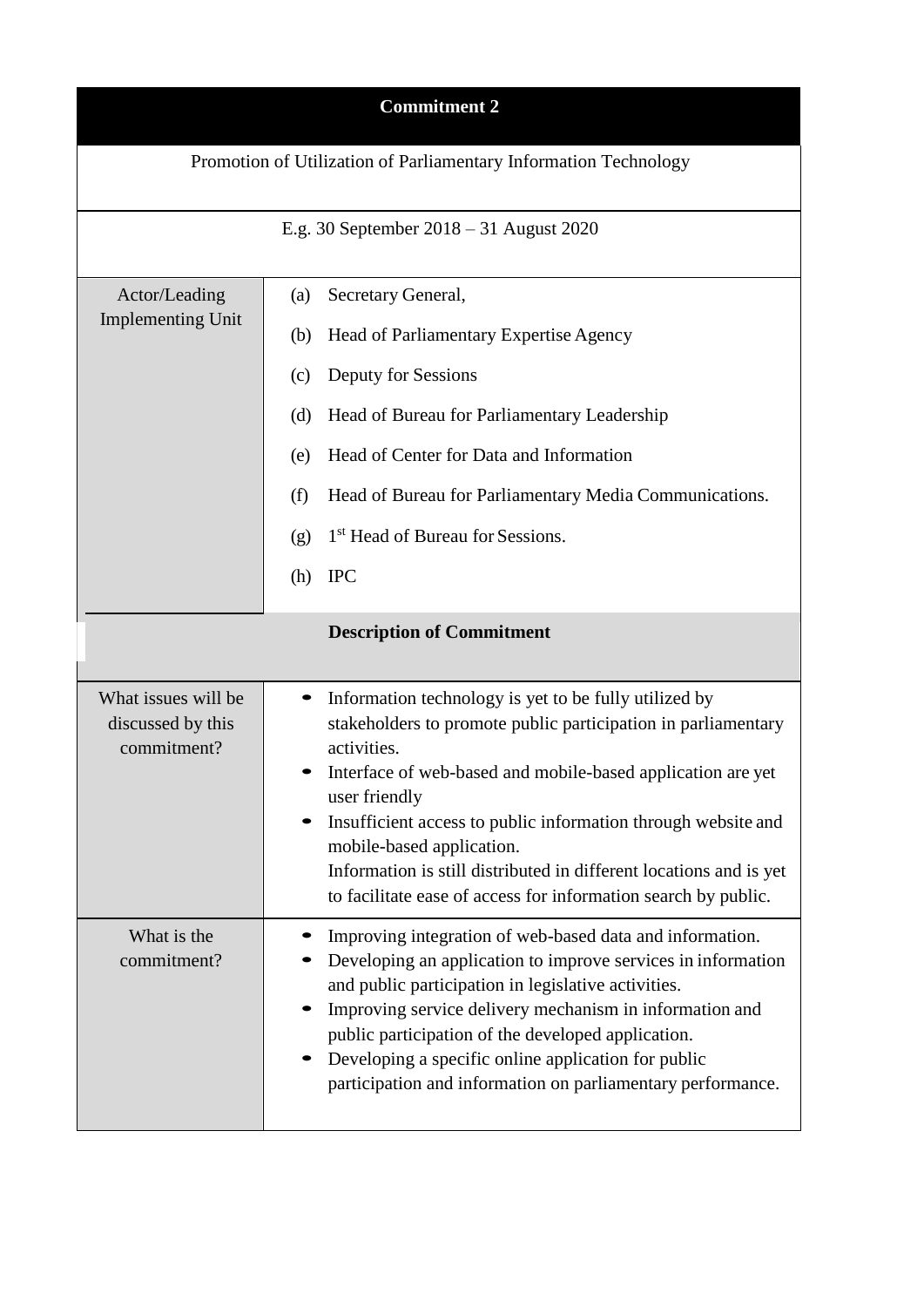| **Commitment 2** | |
|---|---|
| Promotion of Utilization of Parliamentary Information Technology | |
| E.g. 30 September 2018 – 31 August 2020 | |
| Actor/Leading Implementing Unit | (a) Secretary General,<br>(b) Head of Parliamentary Expertise Agency<br>(c) Deputy for Sessions<br>(d) Head of Bureau for Parliamentary Leadership<br>(e) Head of Center for Data and Information<br>(f) Head of Bureau for Parliamentary Media Communications.<br>(g) 1st Head of Bureau for Sessions.<br>(h) IPC |
| **Description of Commitment** | |
| What issues will be discussed by this commitment? | • Information technology is yet to be fully utilized by stakeholders to promote public participation in parliamentary activities.<br>• Interface of web-based and mobile-based application are yet user friendly<br>• Insufficient access to public information through website and mobile-based application.<br>Information is still distributed in different locations and is yet to facilitate ease of access for information search by public. |
| What is the commitment? | • Improving integration of web-based data and information.<br>• Developing an application to improve services in information and public participation in legislative activities.<br>• Improving service delivery mechanism in information and public participation of the developed application.<br>• Developing a specific online application for public participation and information on parliamentary performance. |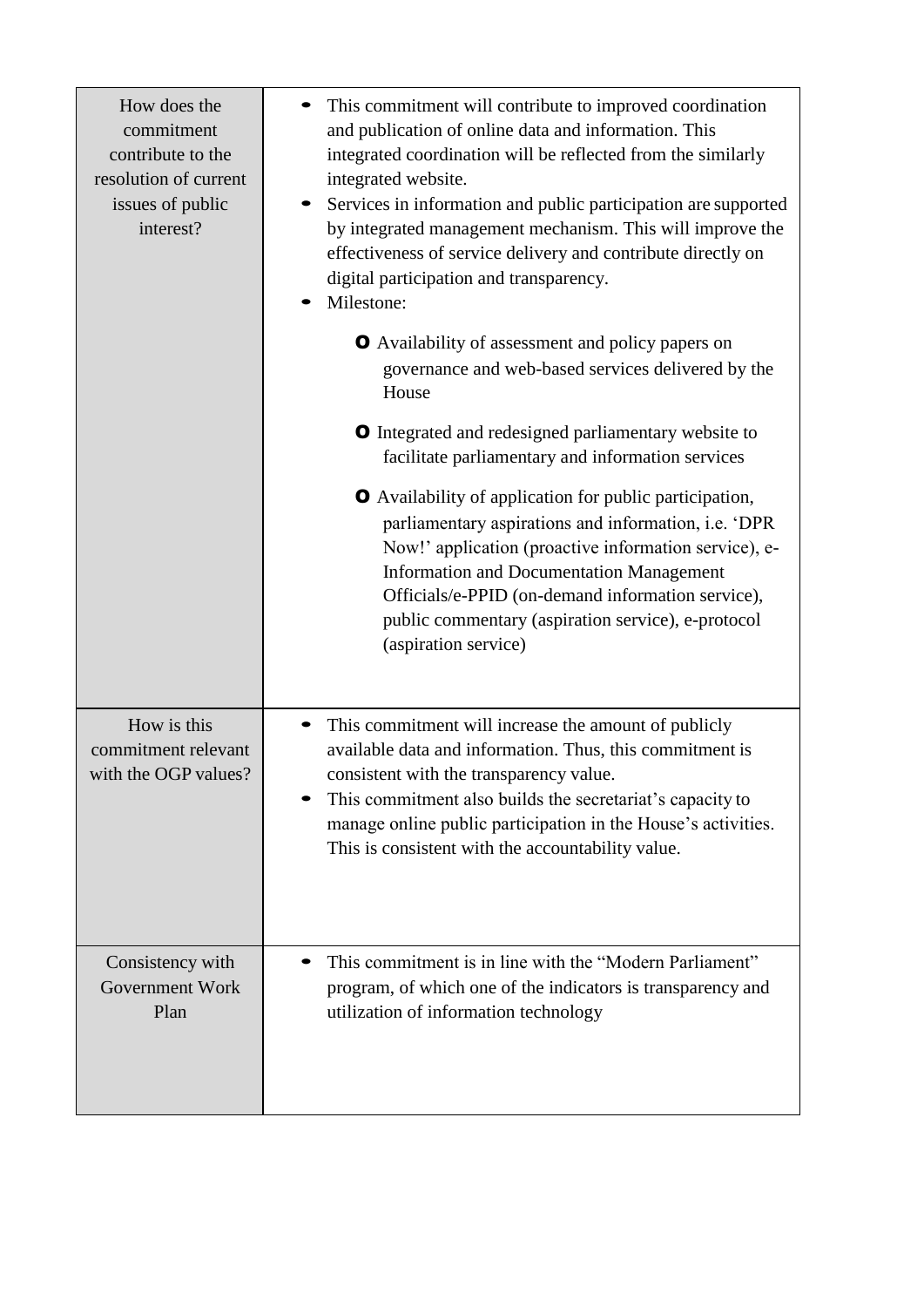| | |
|---|---|
| How does the commitment contribute to the resolution of current issues of public interest? | • This commitment will contribute to improved coordination and publication of online data and information. This integrated coordination will be reflected from the similarly integrated website.<br>• Services in information and public participation are supported by integrated management mechanism. This will improve the effectiveness of service delivery and contribute directly on digital participation and transparency.<br>• Milestone:<br>o Availability of assessment and policy papers on governance and web-based services delivered by the House<br>o Integrated and redesigned parliamentary website to facilitate parliamentary and information services<br>o Availability of application for public participation, parliamentary aspirations and information, i.e. 'DPR Now!' application (proactive information service), e-Information and Documentation Management Officials/e-PPID (on-demand information service), public commentary (aspiration service), e-protocol (aspiration service) |
| How is this commitment relevant with the OGP values? | • This commitment will increase the amount of publicly available data and information. Thus, this commitment is consistent with the transparency value.<br>• This commitment also builds the secretariat's capacity to manage online public participation in the House's activities. This is consistent with the accountability value. |
| Consistency with Government Work Plan | • This commitment is in line with the "Modern Parliament" program, of which one of the indicators is transparency and utilization of information technology |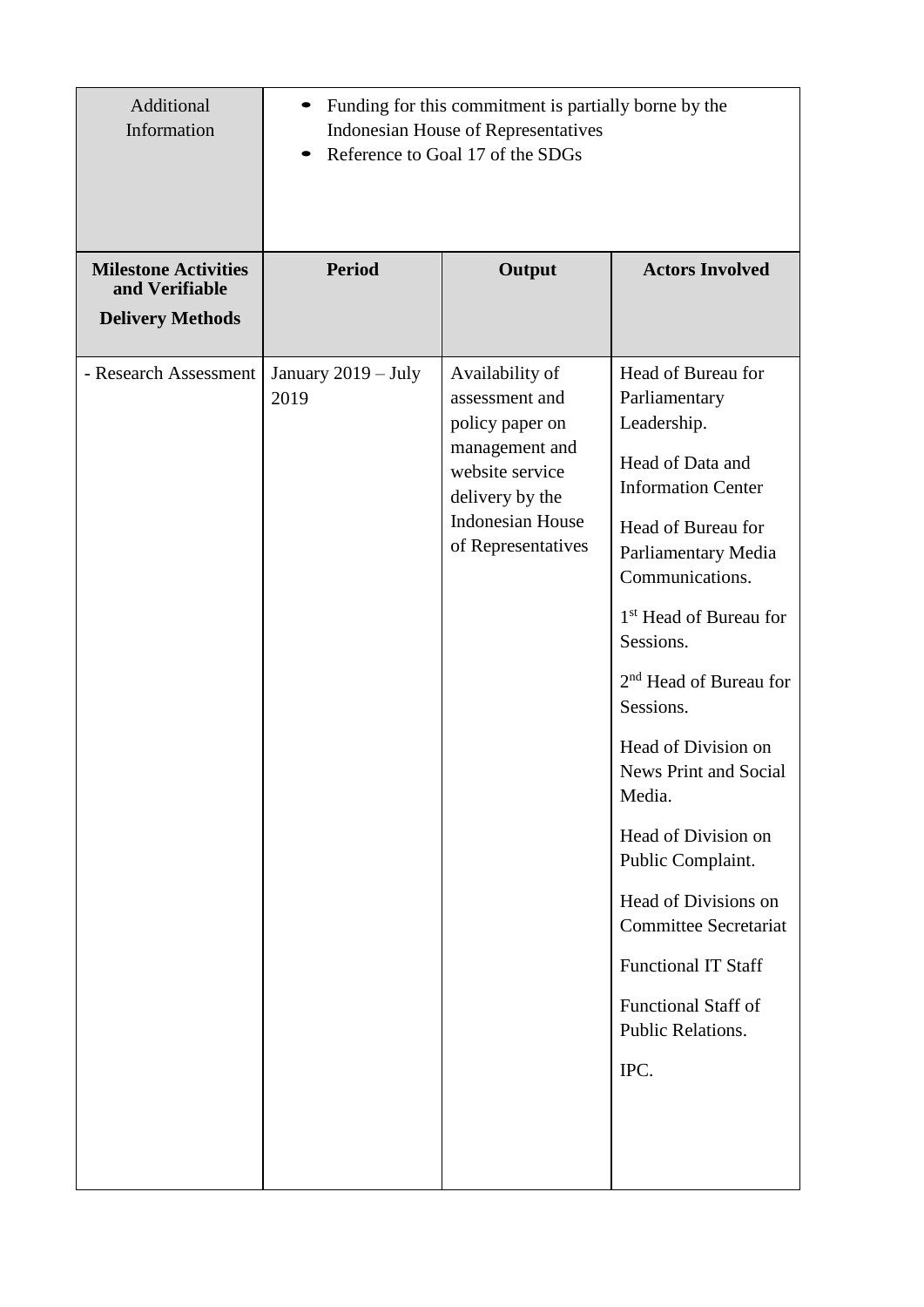| Additional Information | • Funding for this commitment is partially borne by the Indonesian House of Representatives<br>• Reference to Goal 17 of the SDGs | | |
|---|---|---|---|
| **Milestone Activities and Verifiable Delivery Methods** | **Period** | **Output** | **Actors Involved** |
| - Research Assessment | January 2019 – July 2019 | Availability of assessment and policy paper on management and website service delivery by the Indonesian House of Representatives | Head of Bureau for Parliamentary Leadership.<br><br>Head of Data and Information Center<br><br>Head of Bureau for Parliamentary Media Communications.<br><br>1st Head of Bureau for Sessions.<br><br>2nd Head of Bureau for Sessions.<br><br>Head of Division on News Print and Social Media.<br><br>Head of Division on Public Complaint.<br><br>Head of Divisions on Committee Secretariat<br><br>Functional IT Staff<br><br>Functional Staff of Public Relations.<br><br>IPC. |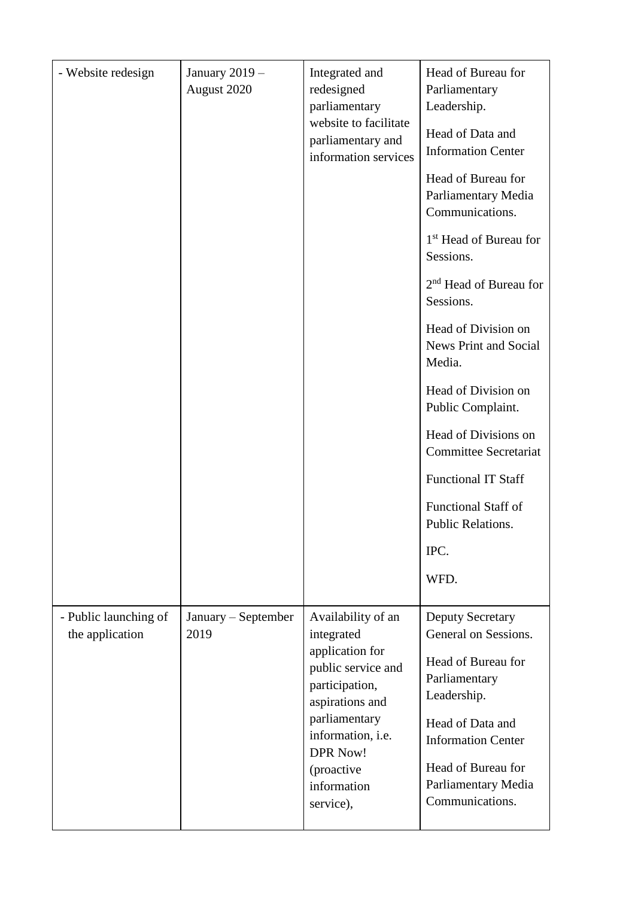| - Website redesign | January 2019 – August 2020 | Integrated and redesigned parliamentary website to facilitate parliamentary and information services | Head of Bureau for Parliamentary Leadership.<br><br>Head of Data and Information Center<br><br>Head of Bureau for Parliamentary Media Communications.<br><br>1st Head of Bureau for Sessions.<br><br>2nd Head of Bureau for Sessions.<br><br>Head of Division on News Print and Social Media.<br><br>Head of Division on Public Complaint.<br><br>Head of Divisions on Committee Secretariat<br><br>Functional IT Staff<br><br>Functional Staff of Public Relations.<br><br>IPC.<br><br>WFD. |
|---|---|---|---|
| - Public launching of the application | January – September 2019 | Availability of an integrated application for public service and participation, aspirations and parliamentary information, i.e. DPR Now! (proactive information service), | Deputy Secretary General on Sessions.<br><br>Head of Bureau for Parliamentary Leadership.<br><br>Head of Data and Information Center<br><br>Head of Bureau for Parliamentary Media Communications. |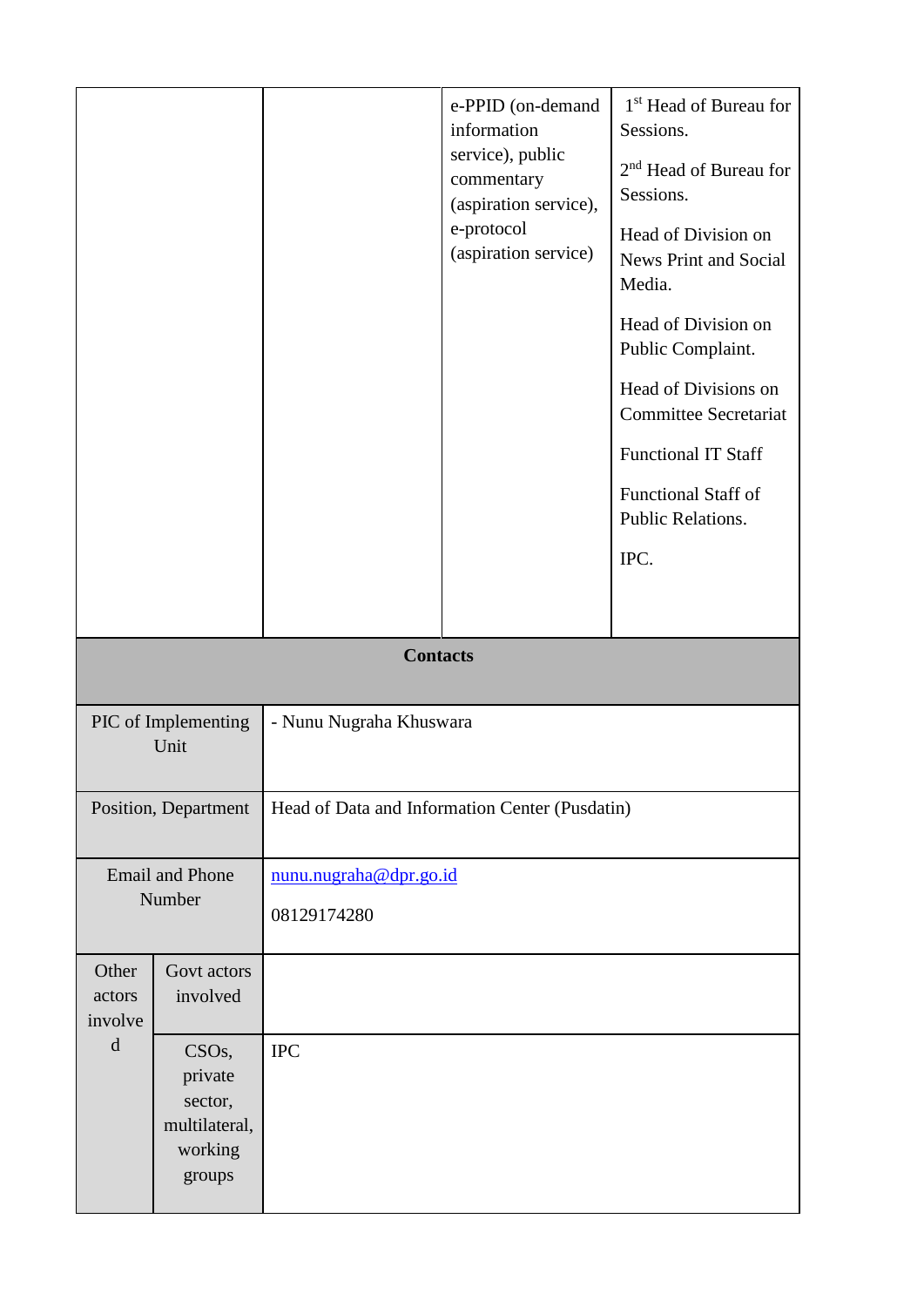| | | | |
|---|---|---|---|
| | | e-PPID (on-demand information service), public commentary (aspiration service), e-protocol (aspiration service) | 1st Head of Bureau for Sessions.<br><br>2nd Head of Bureau for Sessions.<br><br>Head of Division on News Print and Social Media.<br><br>Head of Division on Public Complaint.<br><br>Head of Divisions on Committee Secretariat<br><br>Functional IT Staff<br><br>Functional Staff of Public Relations.<br><br>IPC. |

| **Contacts** | | |
|---|---|---|
| PIC of Implementing Unit | | - Nunu Nugraha Khuswara |
| Position, Department | | Head of Data and Information Center (Pusdatin) |
| Email and Phone Number | | nunu.nugraha@dpr.go.id<br><br>08129174280 |
| Other actors involved | Govt actors involved | |
| | CSOs, private sector, multilateral, working groups | IPC |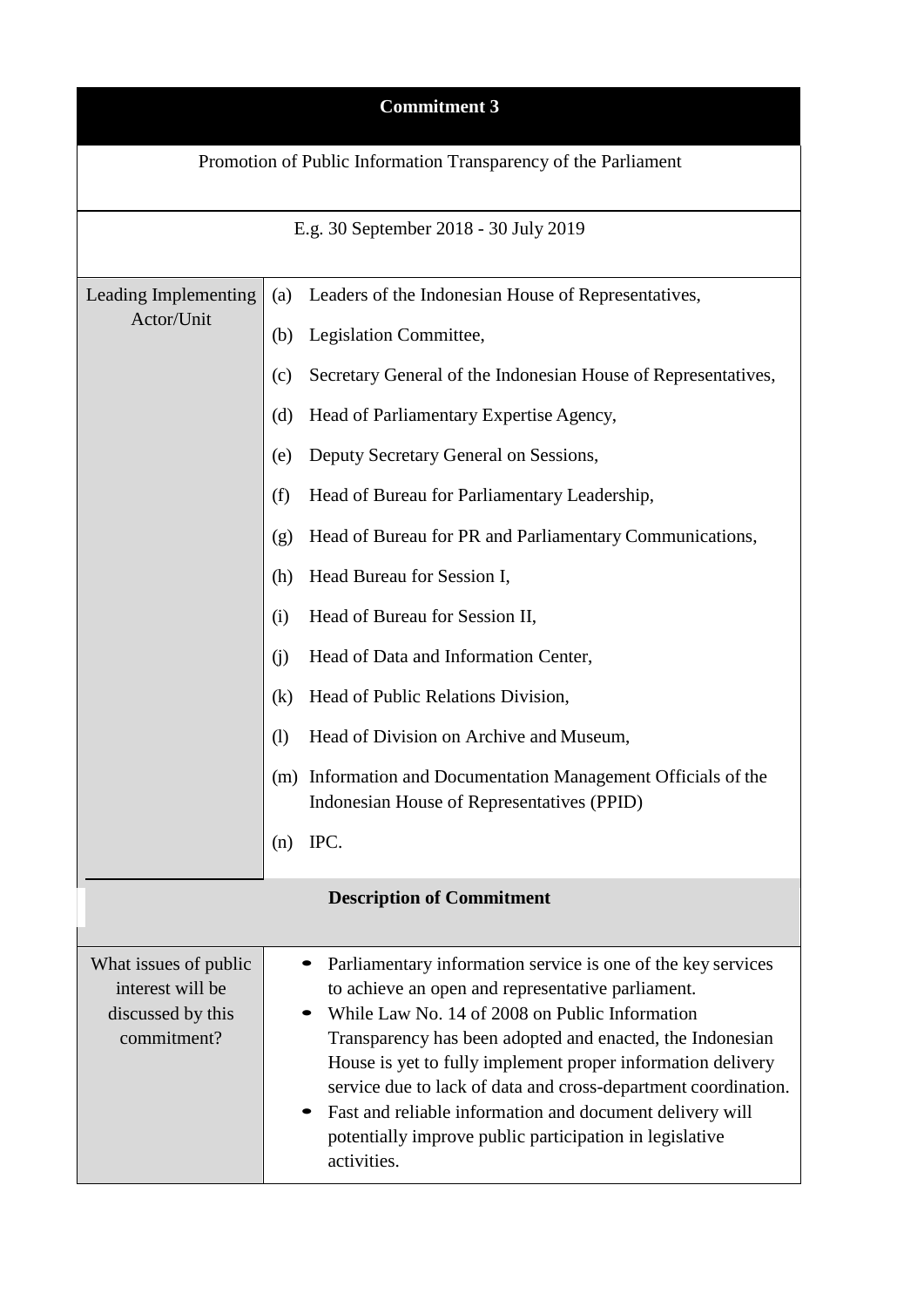| Commitment 3 | |
|---|---|
| Promotion of Public Information Transparency of the Parliament | |
| E.g. 30 September 2018 - 30 July 2019 | |
| Leading Implementing Actor/Unit | (a) Leaders of the Indonesian House of Representatives,<br>(b) Legislation Committee,<br>(c) Secretary General of the Indonesian House of Representatives,<br>(d) Head of Parliamentary Expertise Agency,<br>(e) Deputy Secretary General on Sessions,<br>(f) Head of Bureau for Parliamentary Leadership,<br>(g) Head of Bureau for PR and Parliamentary Communications,<br>(h) Head Bureau for Session I,<br>(i) Head of Bureau for Session II,<br>(j) Head of Data and Information Center,<br>(k) Head of Public Relations Division,<br>(l) Head of Division on Archive and Museum,<br>(m) Information and Documentation Management Officials of the Indonesian House of Representatives (PPID)<br>(n) IPC. |
| **Description of Commitment** | |
| What issues of public interest will be discussed by this commitment? | • Parliamentary information service is one of the key services to achieve an open and representative parliament.<br>• While Law No. 14 of 2008 on Public Information Transparency has been adopted and enacted, the Indonesian House is yet to fully implement proper information delivery service due to lack of data and cross-department coordination.<br>• Fast and reliable information and document delivery will potentially improve public participation in legislative activities. |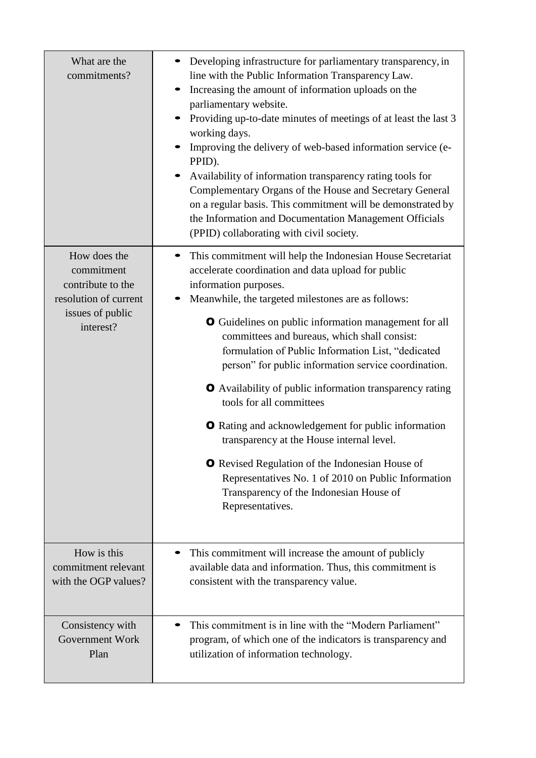| | |
|---|---|
| What are the commitments? | • Developing infrastructure for parliamentary transparency, in line with the Public Information Transparency Law.<br>• Increasing the amount of information uploads on the parliamentary website.<br>• Providing up-to-date minutes of meetings of at least the last 3 working days.<br>• Improving the delivery of web-based information service (e-PPID).<br>• Availability of information transparency rating tools for Complementary Organs of the House and Secretary General on a regular basis. This commitment will be demonstrated by the Information and Documentation Management Officials (PPID) collaborating with civil society. |
| How does the commitment contribute to the resolution of current issues of public interest? | • This commitment will help the Indonesian House Secretariat accelerate coordination and data upload for public information purposes.<br>• Meanwhile, the targeted milestones are as follows:<br>o Guidelines on public information management for all committees and bureaus, which shall consist: formulation of Public Information List, "dedicated person" for public information service coordination.<br>o Availability of public information transparency rating tools for all committees<br>o Rating and acknowledgement for public information transparency at the House internal level.<br>o Revised Regulation of the Indonesian House of Representatives No. 1 of 2010 on Public Information Transparency of the Indonesian House of Representatives. |
| How is this commitment relevant with the OGP values? | • This commitment will increase the amount of publicly available data and information. Thus, this commitment is consistent with the transparency value. |
| Consistency with Government Work Plan | • This commitment is in line with the "Modern Parliament" program, of which one of the indicators is transparency and utilization of information technology. |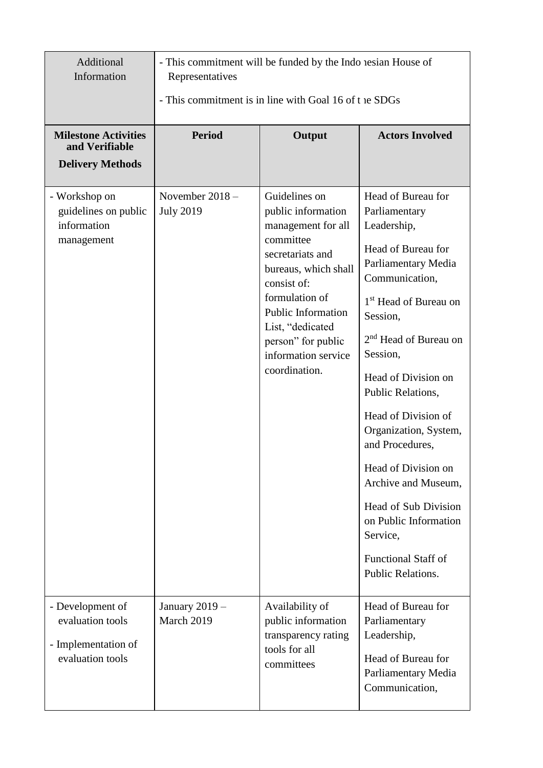| Additional Information | - This commitment will be funded by the Indonesian House of Representatives<br>- This commitment is in line with Goal 16 of the SDGs | | |
|---|---|---|---|
| **Milestone Activities and Verifiable Delivery Methods** | **Period** | **Output** | **Actors Involved** |
| - Workshop on guidelines on public information management | November 2018 – July 2019 | Guidelines on public information management for all committee secretariats and bureaus, which shall consist of: formulation of Public Information List, "dedicated person" for public information service coordination. | Head of Bureau for Parliamentary Leadership,<br>Head of Bureau for Parliamentary Media Communication,<br>1st Head of Bureau on Session,<br>2nd Head of Bureau on Session,<br>Head of Division on Public Relations,<br>Head of Division of Organization, System, and Procedures,<br>Head of Division on Archive and Museum,<br>Head of Sub Division on Public Information Service,<br>Functional Staff of Public Relations. |
| - Development of evaluation tools<br>- Implementation of evaluation tools | January 2019 – March 2019 | Availability of public information transparency rating tools for all committees | Head of Bureau for Parliamentary Leadership,<br>Head of Bureau for Parliamentary Media Communication, |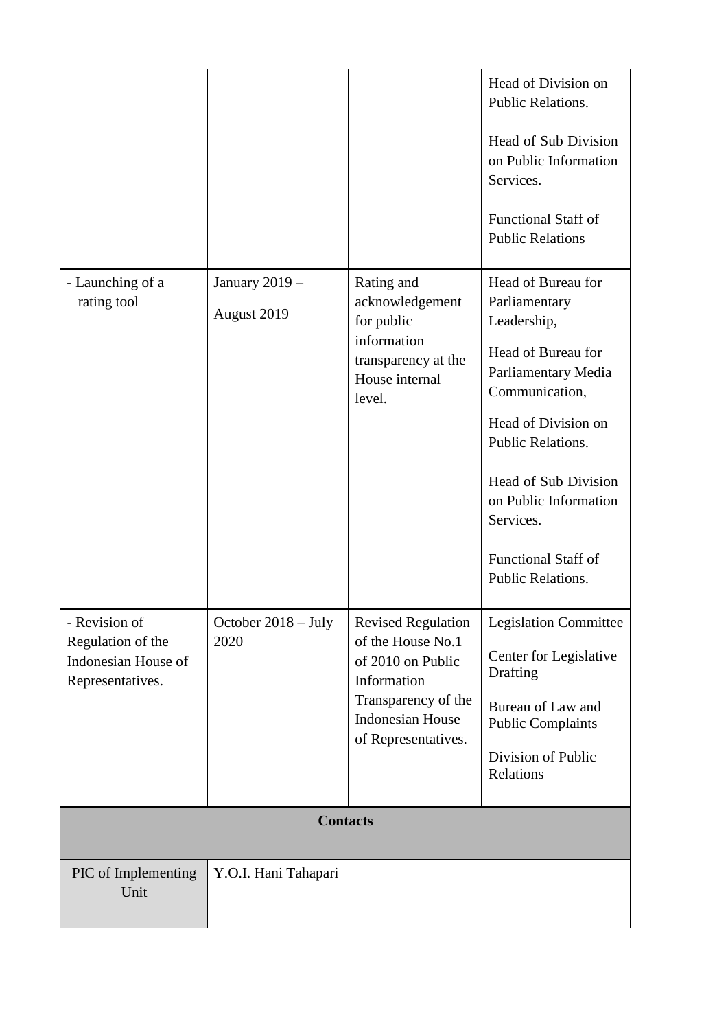| | | | |
|---|---|---|---|
| | | | Head of Division on Public Relations.<br><br>Head of Sub Division on Public Information Services.<br><br>Functional Staff of Public Relations |
| - Launching of a rating tool | January 2019 – August 2019 | Rating and acknowledgement for public information transparency at the House internal level. | Head of Bureau for Parliamentary Leadership,<br><br>Head of Bureau for Parliamentary Media Communication,<br><br>Head of Division on Public Relations.<br><br>Head of Sub Division on Public Information Services.<br><br>Functional Staff of Public Relations. |
| - Revision of Regulation of the Indonesian House of Representatives. | October 2018 – July 2020 | Revised Regulation of the House No.1 of 2010 on Public Information Transparency of the Indonesian House of Representatives. | Legislation Committee<br><br>Center for Legislative Drafting<br><br>Bureau of Law and Public Complaints<br><br>Division of Public Relations |
| **Contacts** | | | |
| PIC of Implementing Unit | Y.O.I. Hani Tahapari | | |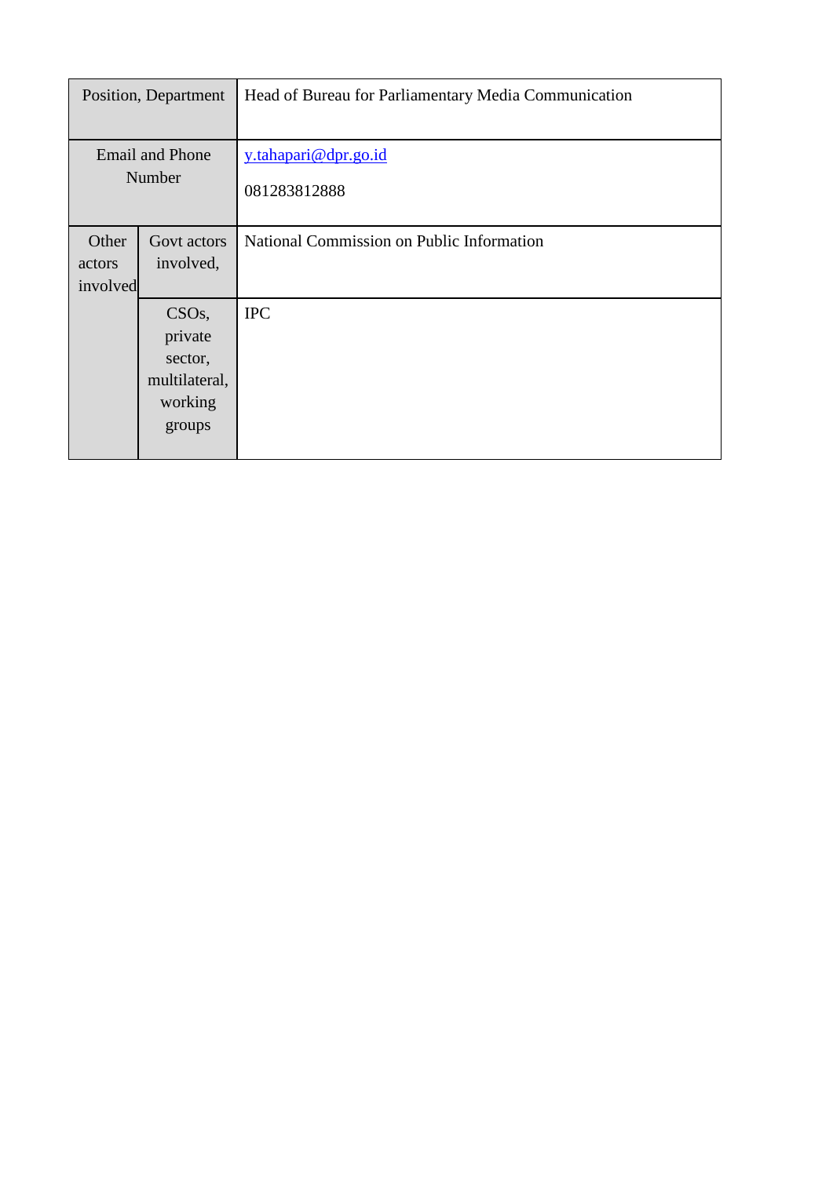| Position, Department | | Head of Bureau for Parliamentary Media Communication |
|---|---|---|
| Email and Phone Number | | y.tahapari@dpr.go.id<br>081283812888 |
| Other actors involved | Govt actors involved, | National Commission on Public Information |
| | CSOs, private sector, multilateral, working groups | IPC |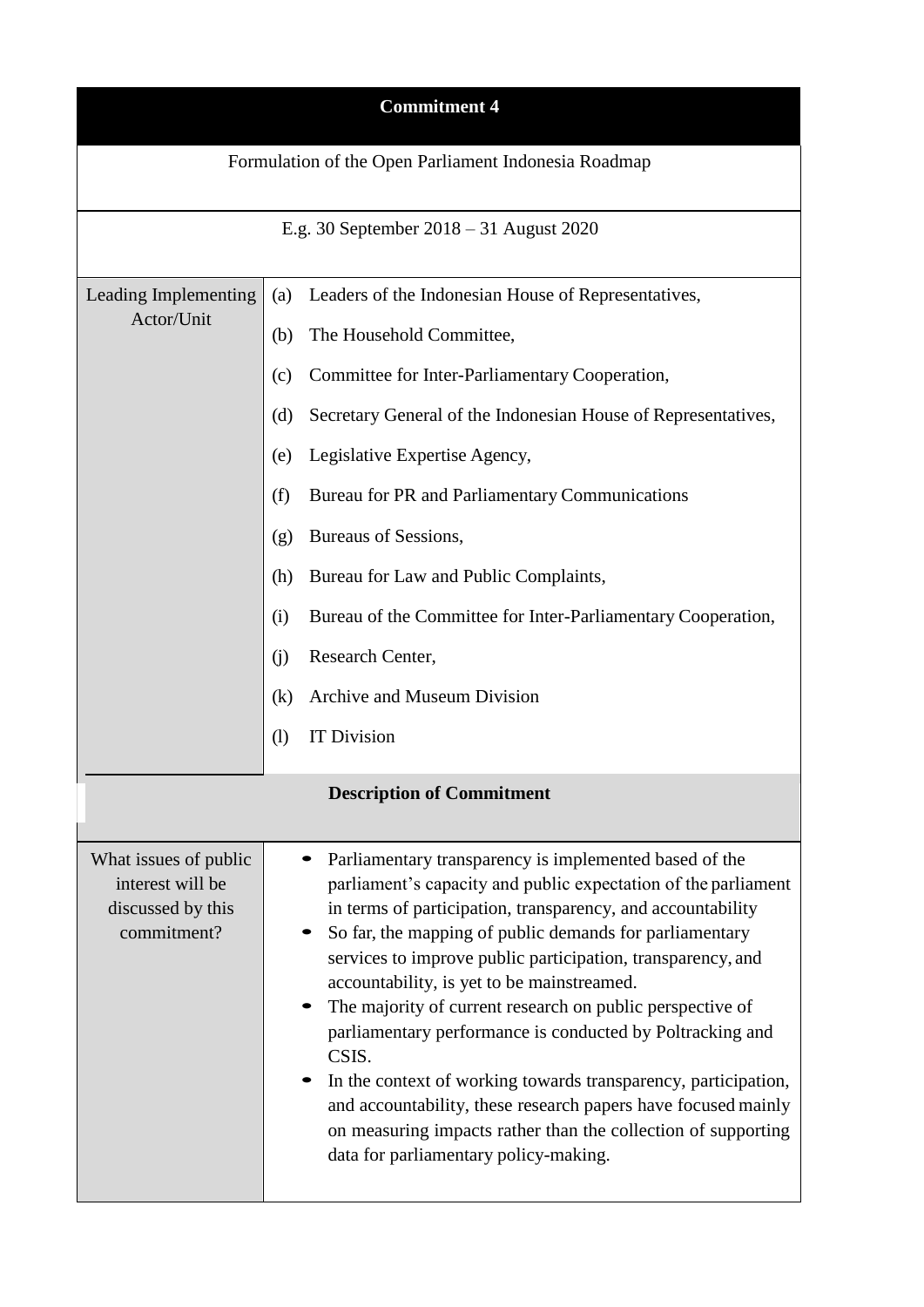| Commitment 4 | |
|---|---|
| Formulation of the Open Parliament Indonesia Roadmap | |
| E.g. 30 September 2018 – 31 August 2020 | |
| Leading Implementing Actor/Unit | (a) Leaders of the Indonesian House of Representatives,<br>(b) The Household Committee,<br>(c) Committee for Inter-Parliamentary Cooperation,<br>(d) Secretary General of the Indonesian House of Representatives,<br>(e) Legislative Expertise Agency,<br>(f) Bureau for PR and Parliamentary Communications<br>(g) Bureaus of Sessions,<br>(h) Bureau for Law and Public Complaints,<br>(i) Bureau of the Committee for Inter-Parliamentary Cooperation,<br>(j) Research Center,<br>(k) Archive and Museum Division<br>(l) IT Division |
| **Description of Commitment** | |
| What issues of public interest will be discussed by this commitment? | • Parliamentary transparency is implemented based of the parliament's capacity and public expectation of the parliament in terms of participation, transparency, and accountability<br>• So far, the mapping of public demands for parliamentary services to improve public participation, transparency, and accountability, is yet to be mainstreamed.<br>• The majority of current research on public perspective of parliamentary performance is conducted by Poltracking and CSIS.<br>• In the context of working towards transparency, participation, and accountability, these research papers have focused mainly on measuring impacts rather than the collection of supporting data for parliamentary policy-making. |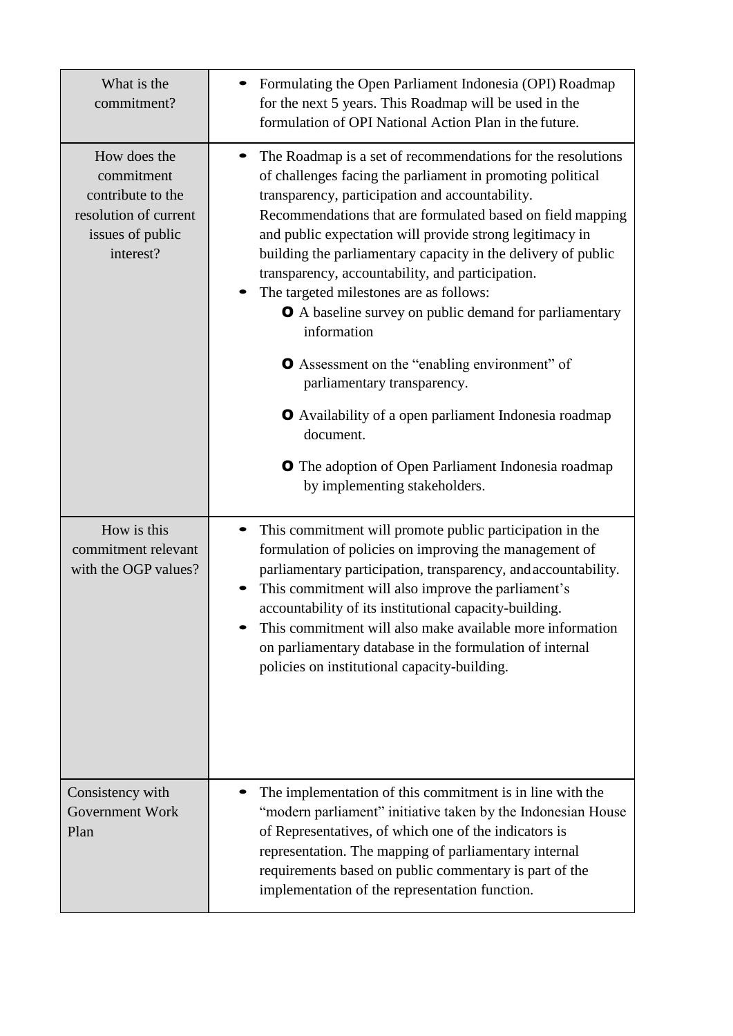| | |
|---|---|
| What is the commitment? | • Formulating the Open Parliament Indonesia (OPI) Roadmap for the next 5 years. This Roadmap will be used in the formulation of OPI National Action Plan in the future. |
| How does the commitment contribute to the resolution of current issues of public interest? | • The Roadmap is a set of recommendations for the resolutions of challenges facing the parliament in promoting political transparency, participation and accountability. Recommendations that are formulated based on field mapping and public expectation will provide strong legitimacy in building the parliamentary capacity in the delivery of public transparency, accountability, and participation.<br>• The targeted milestones are as follows:<br>  o A baseline survey on public demand for parliamentary information<br>  o Assessment on the "enabling environment" of parliamentary transparency.<br>  o Availability of a open parliament Indonesia roadmap document.<br>  o The adoption of Open Parliament Indonesia roadmap by implementing stakeholders. |
| How is this commitment relevant with the OGP values? | • This commitment will promote public participation in the formulation of policies on improving the management of parliamentary participation, transparency, and accountability.<br>• This commitment will also improve the parliament's accountability of its institutional capacity-building.<br>• This commitment will also make available more information on parliamentary database in the formulation of internal policies on institutional capacity-building. |
| Consistency with Government Work Plan | • The implementation of this commitment is in line with the "modern parliament" initiative taken by the Indonesian House of Representatives, of which one of the indicators is representation. The mapping of parliamentary internal requirements based on public commentary is part of the implementation of the representation function. |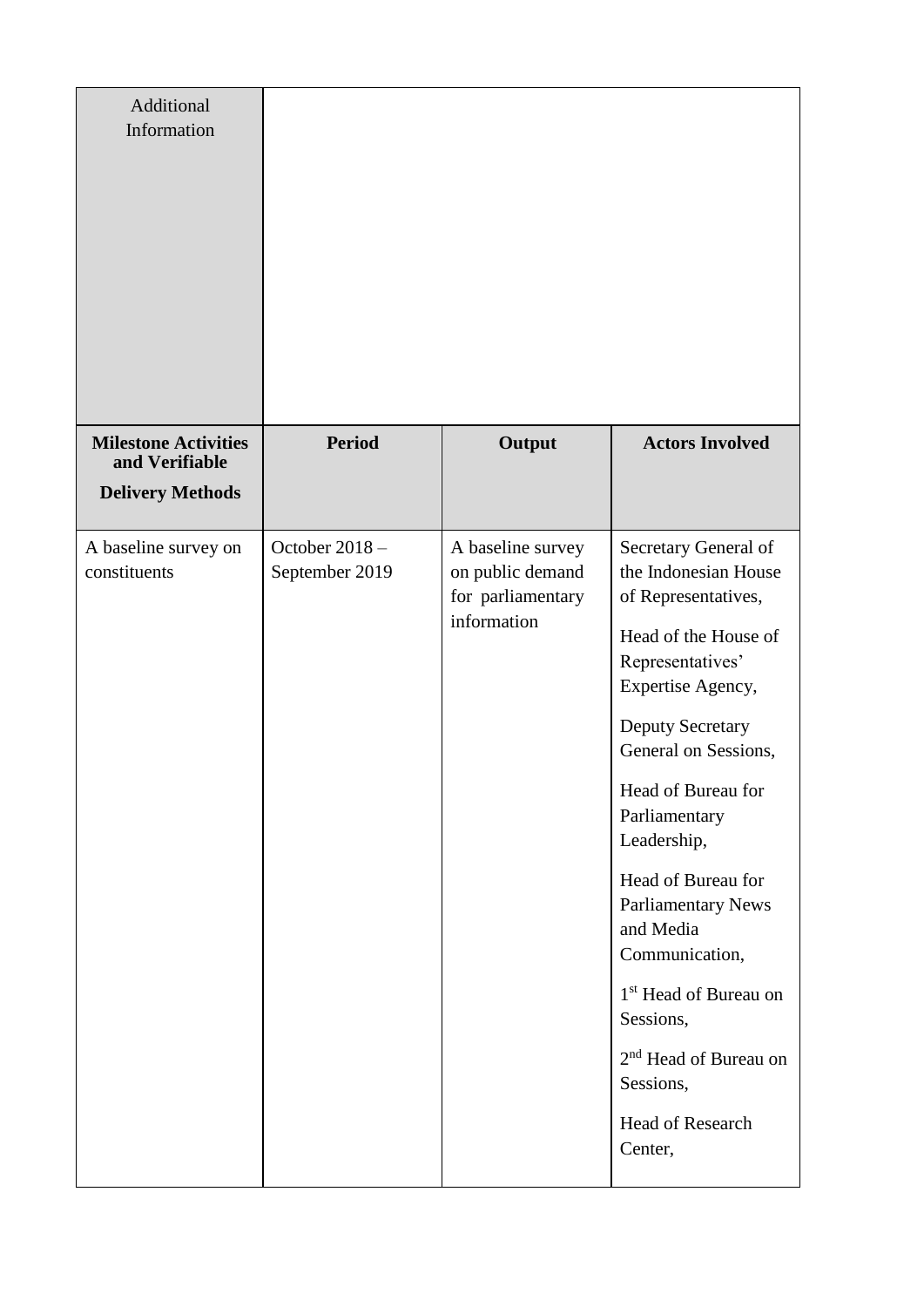| Additional Information | | | |
|---|---|---|---|
| **Milestone Activities and Verifiable Delivery Methods** | **Period** | **Output** | **Actors Involved** |
| A baseline survey on constituents | October 2018 – September 2019 | A baseline survey on public demand for parliamentary information | Secretary General of the Indonesian House of Representatives,<br><br>Head of the House of Representatives' Expertise Agency,<br><br>Deputy Secretary General on Sessions,<br><br>Head of Bureau for Parliamentary Leadership,<br><br>Head of Bureau for Parliamentary News and Media Communication,<br><br>1st Head of Bureau on Sessions,<br><br>2nd Head of Bureau on Sessions,<br><br>Head of Research Center, |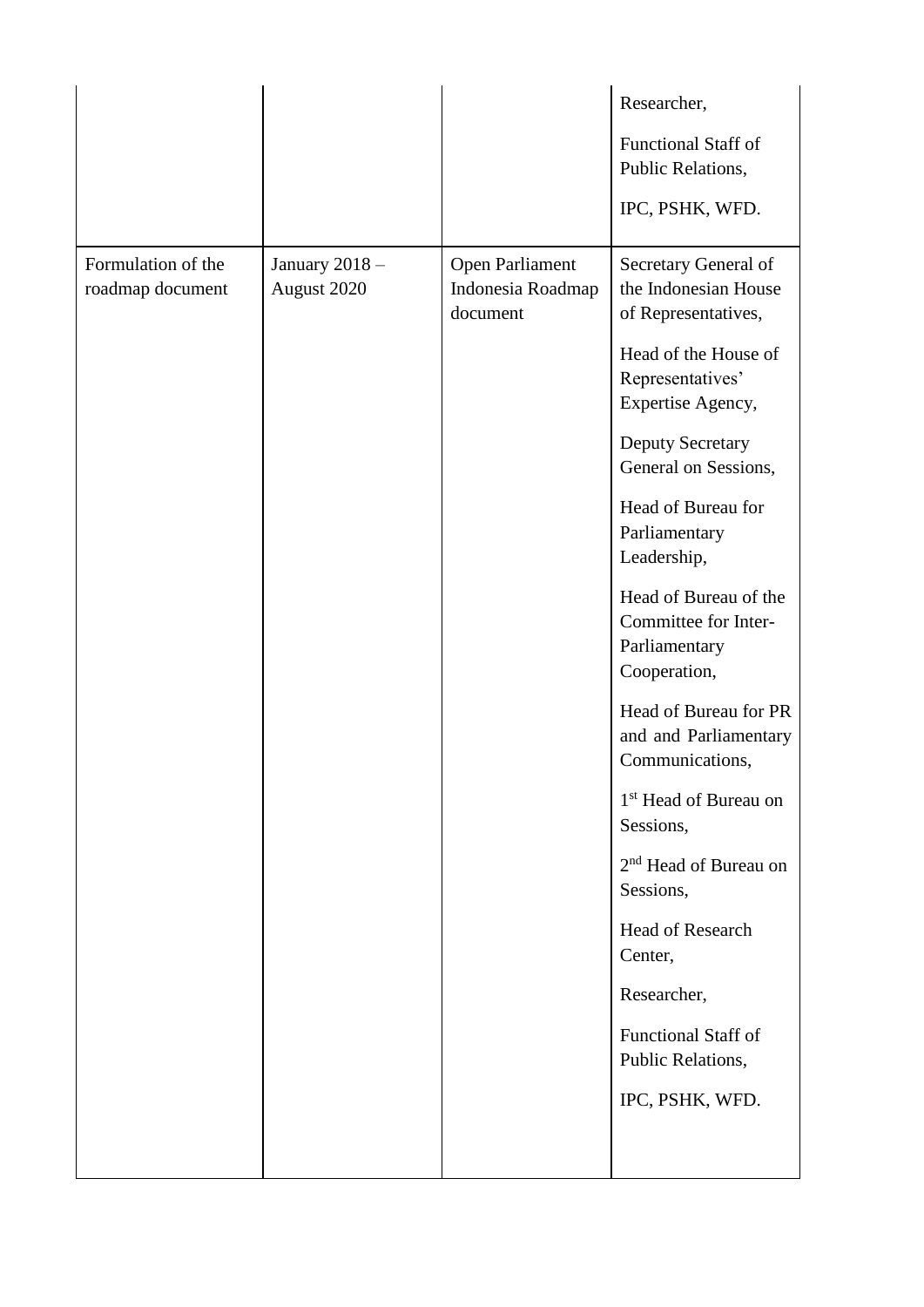| | | | |
|---|---|---|---|
| | | | Researcher,<br><br>Functional Staff of Public Relations,<br><br>IPC, PSHK, WFD. |
| Formulation of the roadmap document | January 2018 – August 2020 | Open Parliament Indonesia Roadmap document | Secretary General of the Indonesian House of Representatives,<br><br>Head of the House of Representatives' Expertise Agency,<br><br>Deputy Secretary General on Sessions,<br><br>Head of Bureau for Parliamentary Leadership,<br><br>Head of Bureau of the Committee for Inter-Parliamentary Cooperation,<br><br>Head of Bureau for PR and and Parliamentary Communications,<br><br>1st Head of Bureau on Sessions,<br><br>2nd Head of Bureau on Sessions,<br><br>Head of Research Center,<br><br>Researcher,<br><br>Functional Staff of Public Relations,<br><br>IPC, PSHK, WFD. |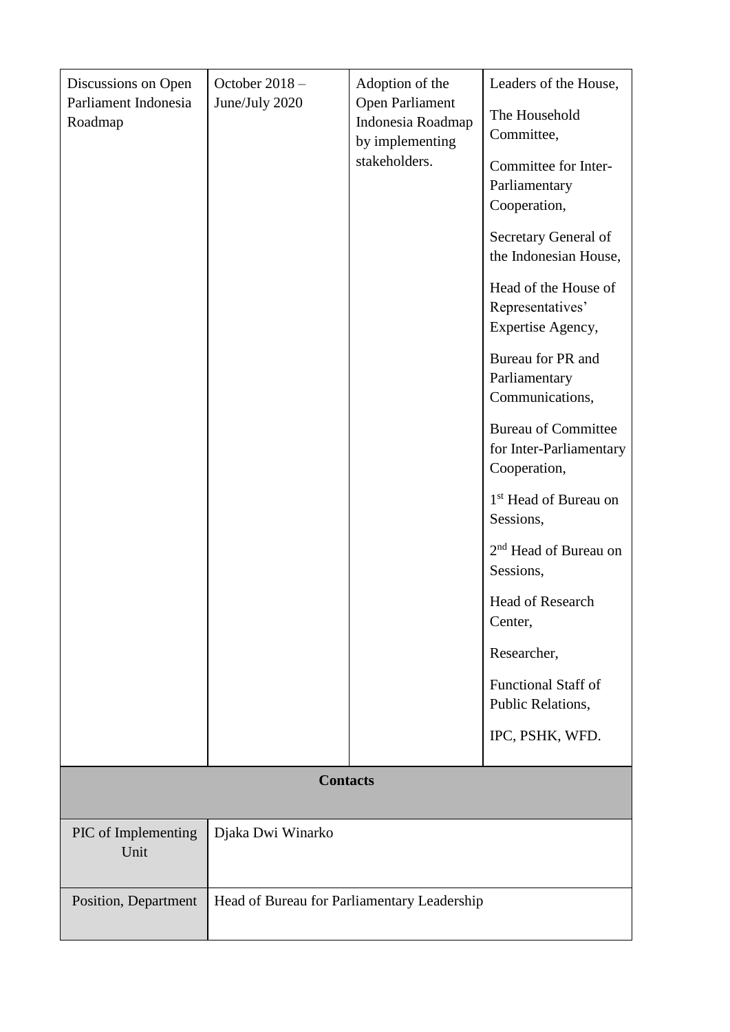| | | | |
|---|---|---|---|
| Discussions on Open Parliament Indonesia Roadmap | October 2018 – June/July 2020 | Adoption of the Open Parliament Indonesia Roadmap by implementing stakeholders. | Leaders of the House,<br><br>The Household Committee,<br><br>Committee for Inter-Parliamentary Cooperation,<br><br>Secretary General of the Indonesian House,<br><br>Head of the House of Representatives' Expertise Agency,<br><br>Bureau for PR and Parliamentary Communications,<br><br>Bureau of Committee for Inter-Parliamentary Cooperation,<br><br>1st Head of Bureau on Sessions,<br><br>2nd Head of Bureau on Sessions,<br><br>Head of Research Center,<br><br>Researcher,<br><br>Functional Staff of Public Relations,<br><br>IPC, PSHK, WFD. |

| **Contacts** | |
|---|---|
| PIC of Implementing Unit | Djaka Dwi Winarko |
| Position, Department | Head of Bureau for Parliamentary Leadership |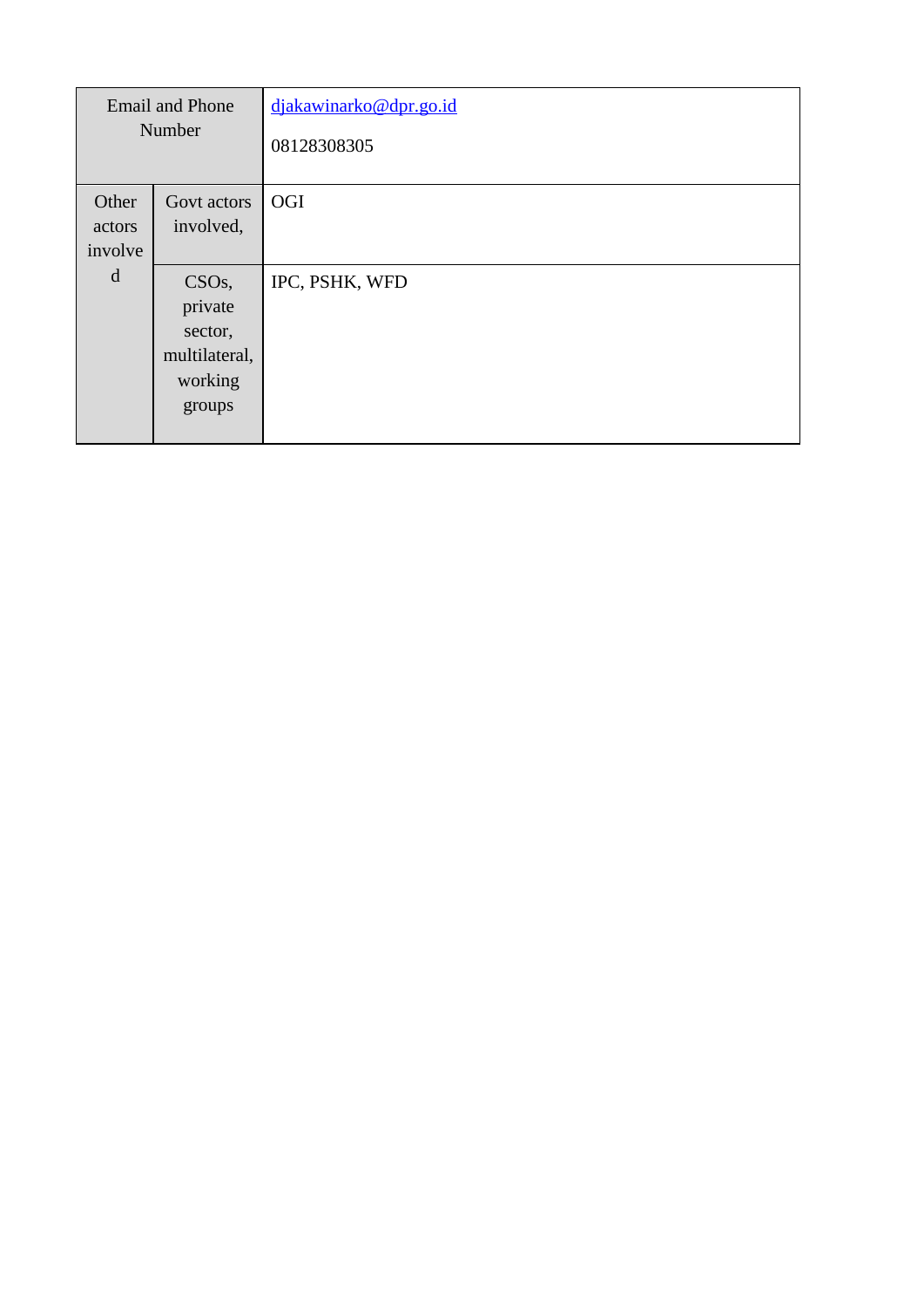| Email and Phone Number | | djakawinarko@dpr.go.id<br><br>08128308305 |
|---|---|---|
| Other actors involved | Govt actors involved, | OGI |
| | CSOs, private sector, multilateral, working groups | IPC, PSHK, WFD |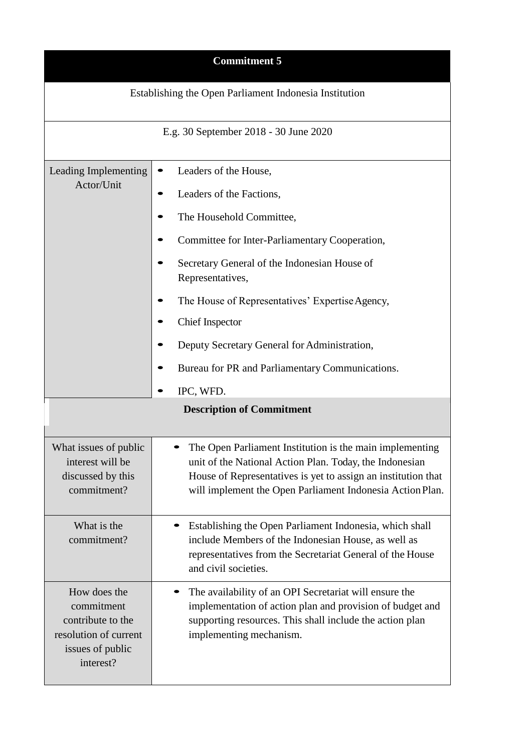| Commitment 5 | |
|---|---|
| Establishing the Open Parliament Indonesia Institution | |
| E.g. 30 September 2018 - 30 June 2020 | |
| Leading Implementing Actor/Unit | • Leaders of the House,<br>• Leaders of the Factions,<br>• The Household Committee,<br>• Committee for Inter-Parliamentary Cooperation,<br>• Secretary General of the Indonesian House of Representatives,<br>• The House of Representatives' Expertise Agency,<br>• Chief Inspector<br>• Deputy Secretary General for Administration,<br>• Bureau for PR and Parliamentary Communications.<br>• IPC, WFD. |
| **Description of Commitment** | |
| What issues of public interest will be discussed by this commitment? | • The Open Parliament Institution is the main implementing unit of the National Action Plan. Today, the Indonesian House of Representatives is yet to assign an institution that will implement the Open Parliament Indonesia Action Plan. |
| What is the commitment? | • Establishing the Open Parliament Indonesia, which shall include Members of the Indonesian House, as well as representatives from the Secretariat General of the House and civil societies. |
| How does the commitment contribute to the resolution of current issues of public interest? | • The availability of an OPI Secretariat will ensure the implementation of action plan and provision of budget and supporting resources. This shall include the action plan implementing mechanism. |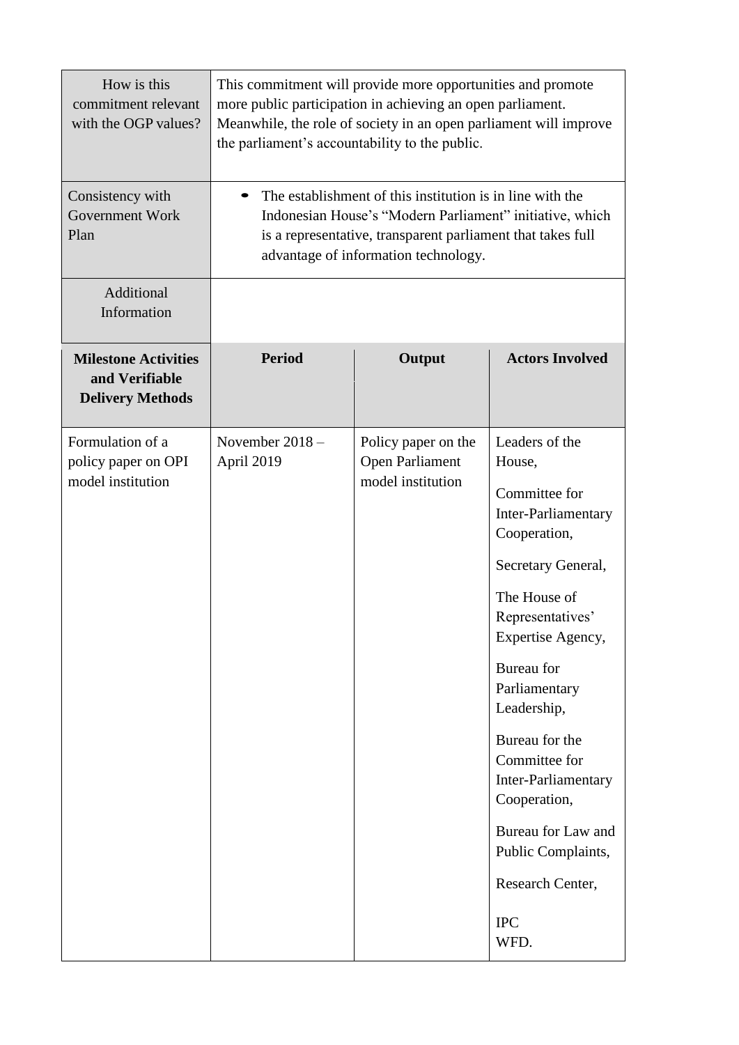| How is this commitment relevant with the OGP values? | This commitment will provide more opportunities and promote more public participation in achieving an open parliament. Meanwhile, the role of society in an open parliament will improve the parliament's accountability to the public. | | |
|---|---|---|---|
| Consistency with Government Work Plan | • The establishment of this institution is in line with the Indonesian House's "Modern Parliament" initiative, which is a representative, transparent parliament that takes full advantage of information technology. | | |
| Additional Information | | | |
| **Milestone Activities and Verifiable Delivery Methods** | **Period** | **Output** | **Actors Involved** |
| Formulation of a policy paper on OPI model institution | November 2018 – April 2019 | Policy paper on the Open Parliament model institution | Leaders of the House,<br><br>Committee for Inter-Parliamentary Cooperation,<br><br>Secretary General,<br><br>The House of Representatives' Expertise Agency,<br><br>Bureau for Parliamentary Leadership,<br><br>Bureau for the Committee for Inter-Parliamentary Cooperation,<br><br>Bureau for Law and Public Complaints,<br><br>Research Center,<br><br>IPC<br>WFD. |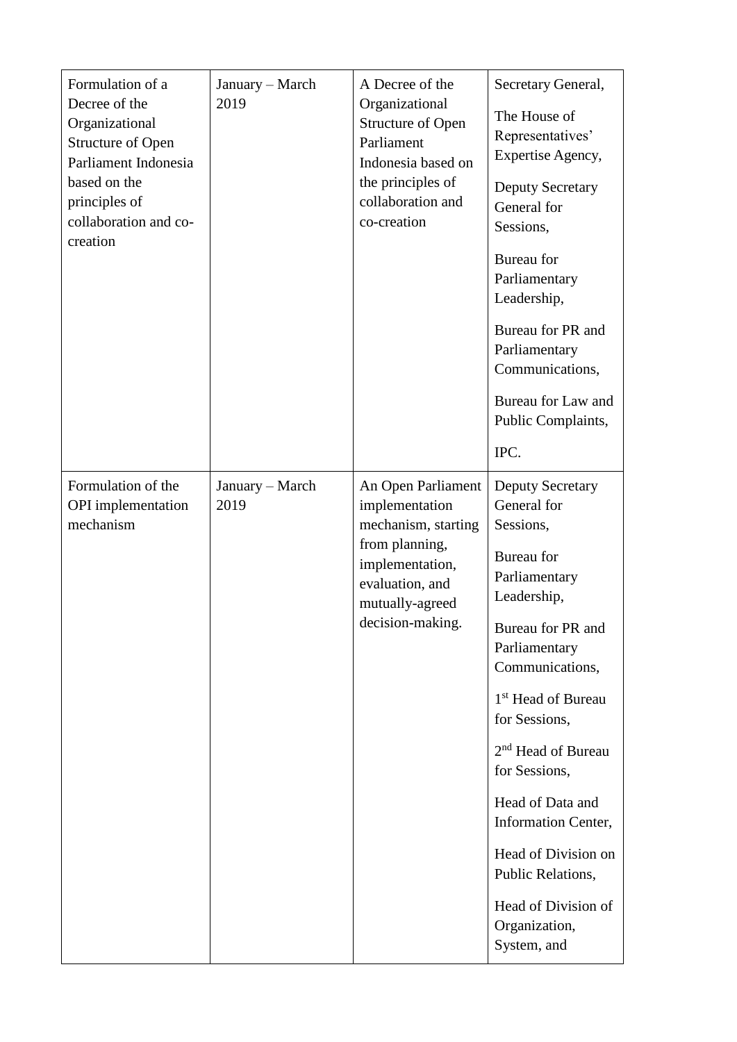| Formulation of a Decree of the Organizational Structure of Open Parliament Indonesia based on the principles of collaboration and co-creation | January – March 2019 | A Decree of the Organizational Structure of Open Parliament Indonesia based on the principles of collaboration and co-creation | Secretary General,<br><br>The House of Representatives' Expertise Agency,<br><br>Deputy Secretary General for Sessions,<br><br>Bureau for Parliamentary Leadership,<br><br>Bureau for PR and Parliamentary Communications,<br><br>Bureau for Law and Public Complaints,<br><br>IPC. |
|---|---|---|---|
| Formulation of the OPI implementation mechanism | January – March 2019 | An Open Parliament implementation mechanism, starting from planning, implementation, evaluation, and mutually-agreed decision-making. | Deputy Secretary General for Sessions,<br><br>Bureau for Parliamentary Leadership,<br><br>Bureau for PR and Parliamentary Communications,<br><br>1st Head of Bureau for Sessions,<br><br>2nd Head of Bureau for Sessions,<br><br>Head of Data and Information Center,<br><br>Head of Division on Public Relations,<br><br>Head of Division of Organization, System, and |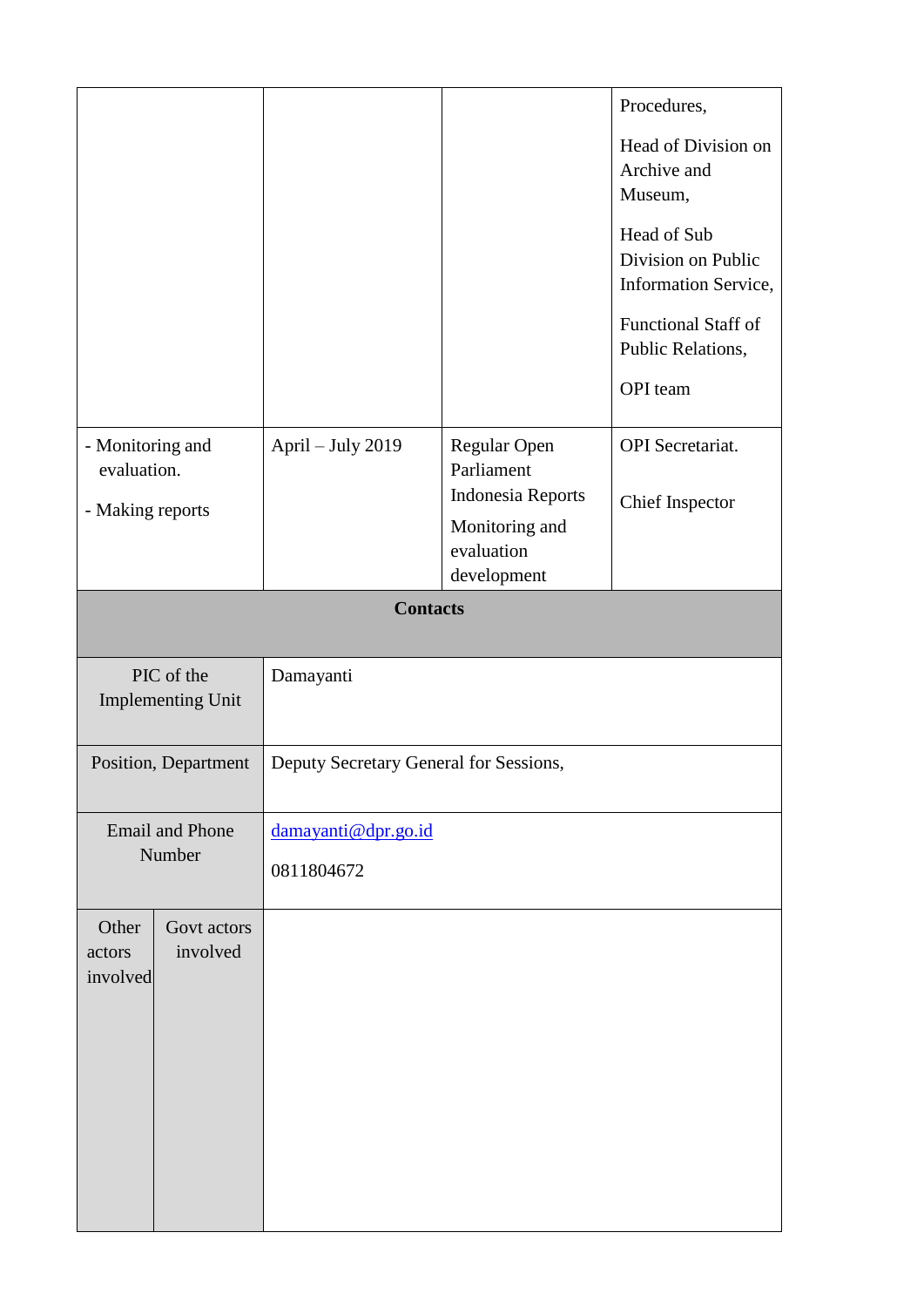| | | | |
|---|---|---|---|
| | | | Procedures,<br><br>Head of Division on Archive and Museum,<br><br>Head of Sub Division on Public Information Service,<br><br>Functional Staff of Public Relations,<br><br>OPI team |
| - Monitoring and evaluation.<br><br>- Making reports | April – July 2019 | Regular Open Parliament Indonesia Reports<br><br>Monitoring and evaluation development | OPI Secretariat.<br><br>Chief Inspector |

| **Contacts** | | |
|---|---|---|
| PIC of the Implementing Unit | | Damayanti |
| Position, Department | | Deputy Secretary General for Sessions, |
| Email and Phone Number | | damayanti@dpr.go.id<br><br>0811804672 |
| Other actors involved | Govt actors involved | |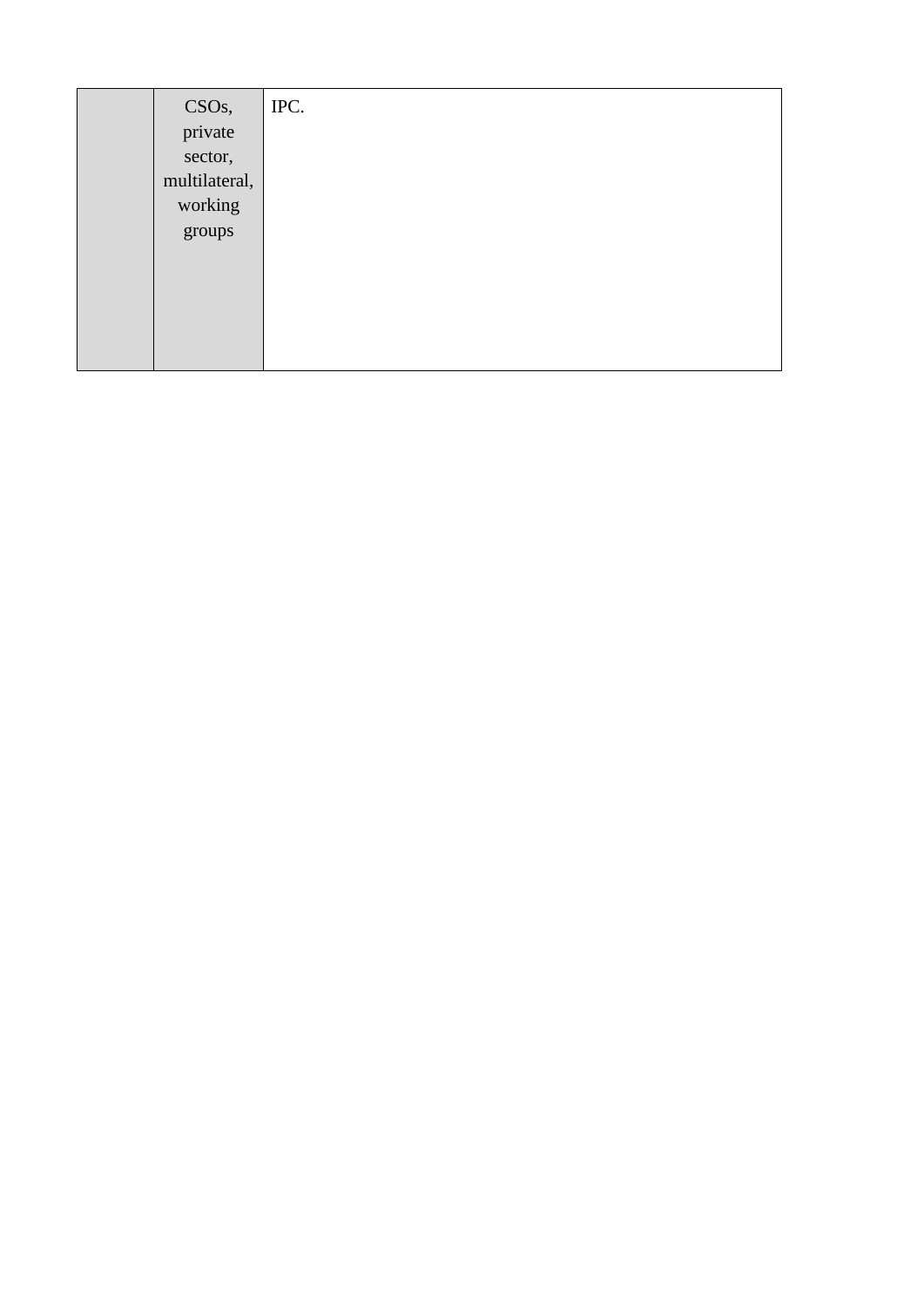| | | |
|---|---|---|
| | CSOs, private sector, multilateral, working groups | IPC. |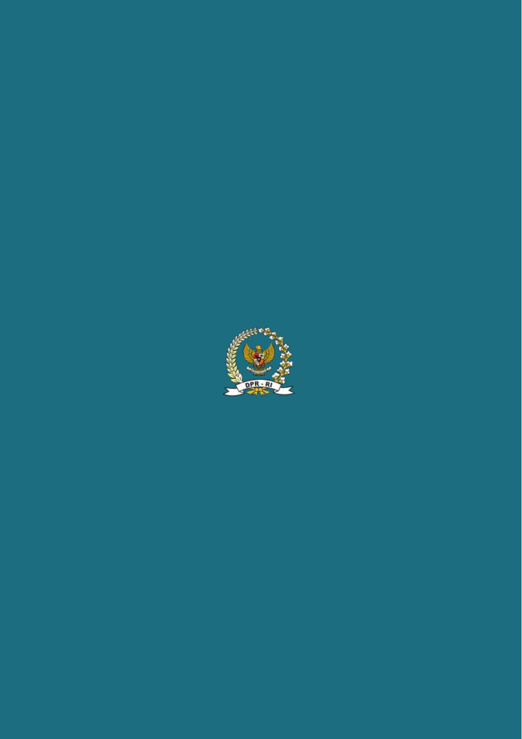DPR - RI